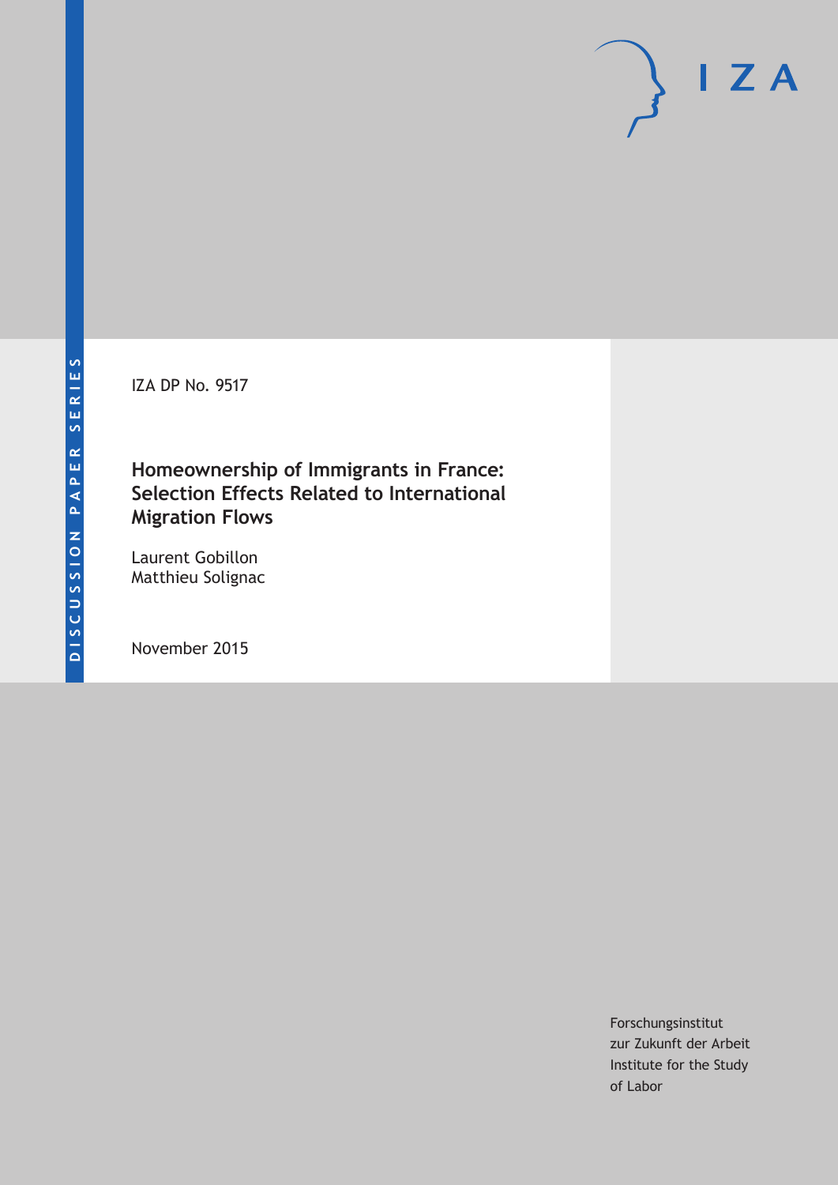DISCUSSION PAPER SERIES

IZA DP No. 9517

# Homeownership of Immigrants in France: Selection Effects Related to International Migration Flows

Laurent Gobillon
Matthieu Solignac

November 2015

Forschungsinstitut
zur Zukunft der Arbeit
Institute for the Study
of Labor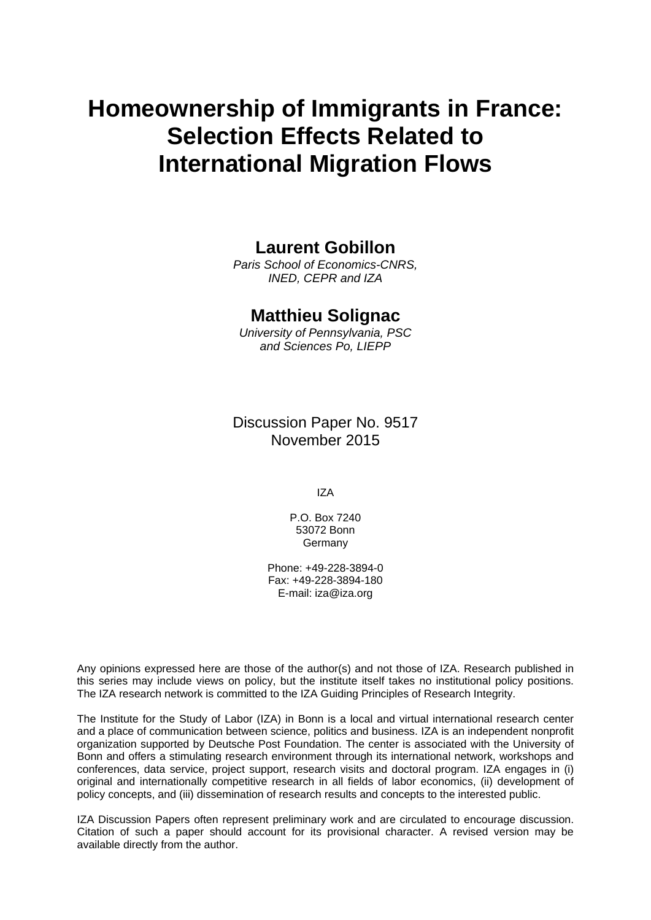# Homeownership of Immigrants in France: Selection Effects Related to International Migration Flows

**Laurent Gobillon**

*Paris School of Economics-CNRS, INED, CEPR and IZA*

**Matthieu Solignac**

*University of Pennsylvania, PSC and Sciences Po, LIEPP*

Discussion Paper No. 9517
November 2015

IZA

P.O. Box 7240
53072 Bonn
Germany

Phone: +49-228-3894-0
Fax: +49-228-3894-180
E-mail: iza@iza.org

Any opinions expressed here are those of the author(s) and not those of IZA. Research published in this series may include views on policy, but the institute itself takes no institutional policy positions. The IZA research network is committed to the IZA Guiding Principles of Research Integrity.

The Institute for the Study of Labor (IZA) in Bonn is a local and virtual international research center and a place of communication between science, politics and business. IZA is an independent nonprofit organization supported by Deutsche Post Foundation. The center is associated with the University of Bonn and offers a stimulating research environment through its international network, workshops and conferences, data service, project support, research visits and doctoral program. IZA engages in (i) original and internationally competitive research in all fields of labor economics, (ii) development of policy concepts, and (iii) dissemination of research results and concepts to the interested public.

IZA Discussion Papers often represent preliminary work and are circulated to encourage discussion. Citation of such a paper should account for its provisional character. A revised version may be available directly from the author.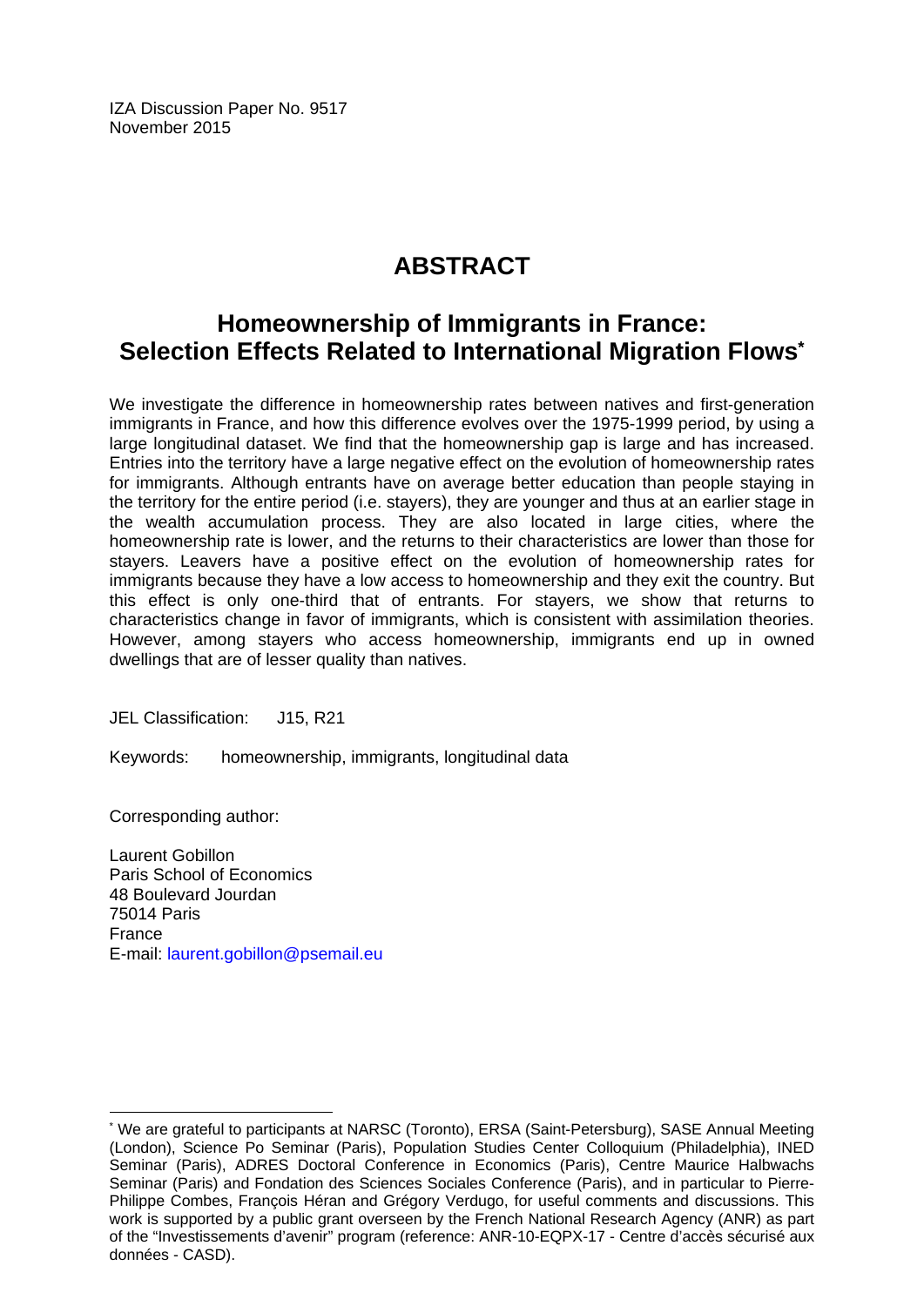IZA Discussion Paper No. 9517
November 2015

# ABSTRACT

## Homeownership of Immigrants in France: Selection Effects Related to International Migration Flows*

We investigate the difference in homeownership rates between natives and first-generation immigrants in France, and how this difference evolves over the 1975-1999 period, by using a large longitudinal dataset. We find that the homeownership gap is large and has increased. Entries into the territory have a large negative effect on the evolution of homeownership rates for immigrants. Although entrants have on average better education than people staying in the territory for the entire period (i.e. stayers), they are younger and thus at an earlier stage in the wealth accumulation process. They are also located in large cities, where the homeownership rate is lower, and the returns to their characteristics are lower than those for stayers. Leavers have a positive effect on the evolution of homeownership rates for immigrants because they have a low access to homeownership and they exit the country. But this effect is only one-third that of entrants. For stayers, we show that returns to characteristics change in favor of immigrants, which is consistent with assimilation theories. However, among stayers who access homeownership, immigrants end up in owned dwellings that are of lesser quality than natives.

JEL Classification: J15, R21

Keywords: homeownership, immigrants, longitudinal data

Corresponding author:

Laurent Gobillon
Paris School of Economics
48 Boulevard Jourdan
75014 Paris
France
E-mail: laurent.gobillon@psemail.eu

---

* We are grateful to participants at NARSC (Toronto), ERSA (Saint-Petersburg), SASE Annual Meeting (London), Science Po Seminar (Paris), Population Studies Center Colloquium (Philadelphia), INED Seminar (Paris), ADRES Doctoral Conference in Economics (Paris), Centre Maurice Halbwachs Seminar (Paris) and Fondation des Sciences Sociales Conference (Paris), and in particular to Pierre-Philippe Combes, François Héran and Grégory Verdugo, for useful comments and discussions. This work is supported by a public grant overseen by the French National Research Agency (ANR) as part of the "Investissements d'avenir" program (reference: ANR-10-EQPX-17 - Centre d'accès sécurisé aux données - CASD).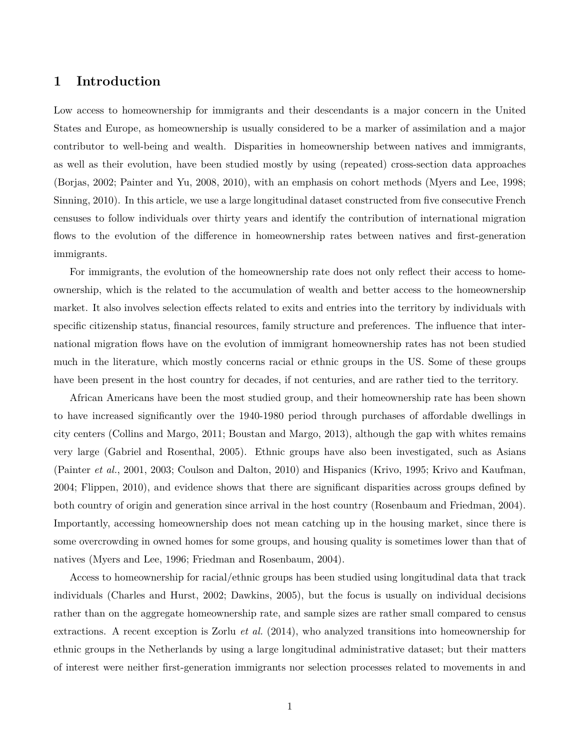# 1 Introduction

Low access to homeownership for immigrants and their descendants is a major concern in the United States and Europe, as homeownership is usually considered to be a marker of assimilation and a major contributor to well-being and wealth. Disparities in homeownership between natives and immigrants, as well as their evolution, have been studied mostly by using (repeated) cross-section data approaches (Borjas, 2002; Painter and Yu, 2008, 2010), with an emphasis on cohort methods (Myers and Lee, 1998; Sinning, 2010). In this article, we use a large longitudinal dataset constructed from five consecutive French censuses to follow individuals over thirty years and identify the contribution of international migration flows to the evolution of the difference in homeownership rates between natives and first-generation immigrants.

For immigrants, the evolution of the homeownership rate does not only reflect their access to homeownership, which is the related to the accumulation of wealth and better access to the homeownership market. It also involves selection effects related to exits and entries into the territory by individuals with specific citizenship status, financial resources, family structure and preferences. The influence that international migration flows have on the evolution of immigrant homeownership rates has not been studied much in the literature, which mostly concerns racial or ethnic groups in the US. Some of these groups have been present in the host country for decades, if not centuries, and are rather tied to the territory.

African Americans have been the most studied group, and their homeownership rate has been shown to have increased significantly over the 1940-1980 period through purchases of affordable dwellings in city centers (Collins and Margo, 2011; Boustan and Margo, 2013), although the gap with whites remains very large (Gabriel and Rosenthal, 2005). Ethnic groups have also been investigated, such as Asians (Painter *et al.*, 2001, 2003; Coulson and Dalton, 2010) and Hispanics (Krivo, 1995; Krivo and Kaufman, 2004; Flippen, 2010), and evidence shows that there are significant disparities across groups defined by both country of origin and generation since arrival in the host country (Rosenbaum and Friedman, 2004). Importantly, accessing homeownership does not mean catching up in the housing market, since there is some overcrowding in owned homes for some groups, and housing quality is sometimes lower than that of natives (Myers and Lee, 1996; Friedman and Rosenbaum, 2004).

Access to homeownership for racial/ethnic groups has been studied using longitudinal data that track individuals (Charles and Hurst, 2002; Dawkins, 2005), but the focus is usually on individual decisions rather than on the aggregate homeownership rate, and sample sizes are rather small compared to census extractions. A recent exception is Zorlu *et al.* (2014), who analyzed transitions into homeownership for ethnic groups in the Netherlands by using a large longitudinal administrative dataset; but their matters of interest were neither first-generation immigrants nor selection processes related to movements in and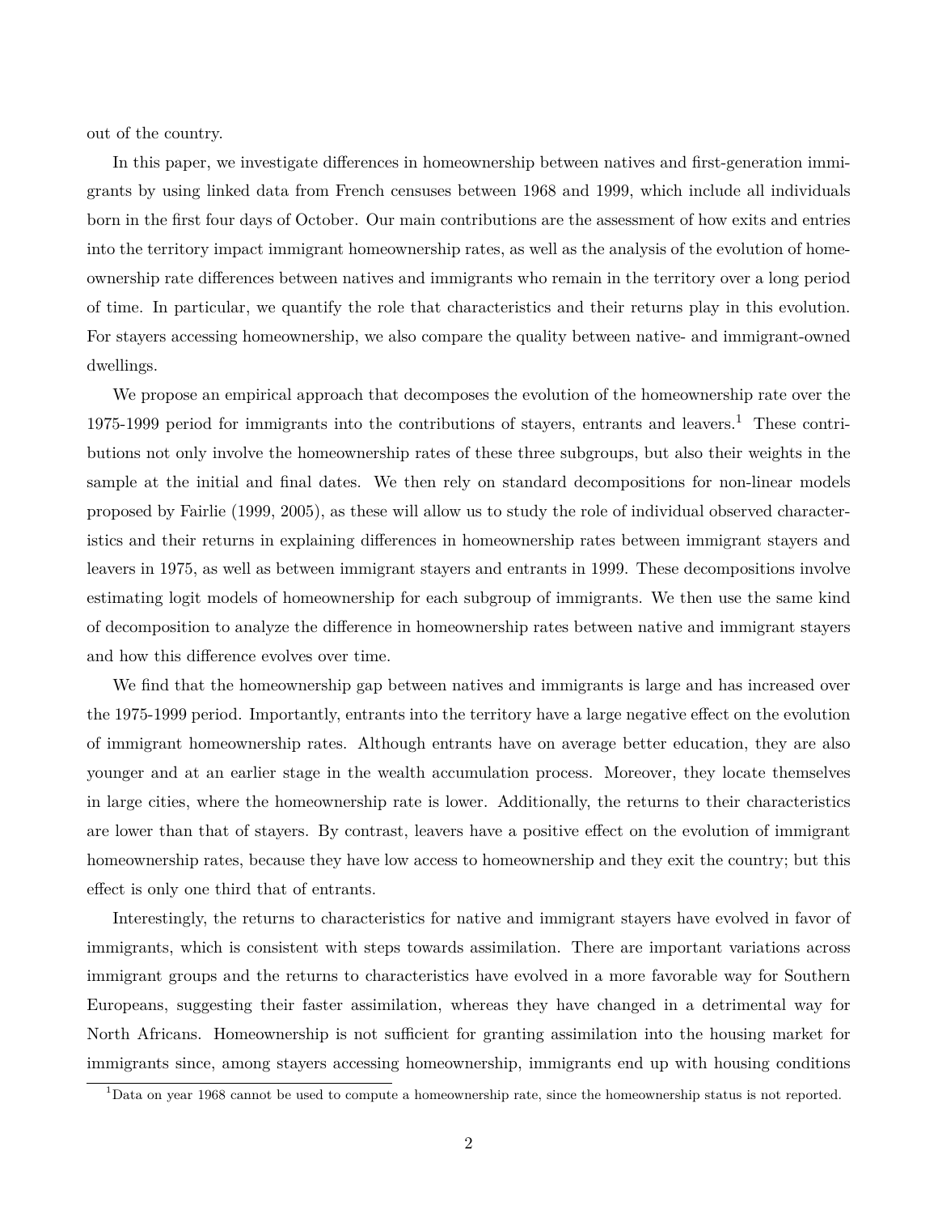out of the country.

In this paper, we investigate differences in homeownership between natives and first-generation immigrants by using linked data from French censuses between 1968 and 1999, which include all individuals born in the first four days of October. Our main contributions are the assessment of how exits and entries into the territory impact immigrant homeownership rates, as well as the analysis of the evolution of homeownership rate differences between natives and immigrants who remain in the territory over a long period of time. In particular, we quantify the role that characteristics and their returns play in this evolution. For stayers accessing homeownership, we also compare the quality between native- and immigrant-owned dwellings.

We propose an empirical approach that decomposes the evolution of the homeownership rate over the 1975-1999 period for immigrants into the contributions of stayers, entrants and leavers.[1] These contributions not only involve the homeownership rates of these three subgroups, but also their weights in the sample at the initial and final dates. We then rely on standard decompositions for non-linear models proposed by Fairlie (1999, 2005), as these will allow us to study the role of individual observed characteristics and their returns in explaining differences in homeownership rates between immigrant stayers and leavers in 1975, as well as between immigrant stayers and entrants in 1999. These decompositions involve estimating logit models of homeownership for each subgroup of immigrants. We then use the same kind of decomposition to analyze the difference in homeownership rates between native and immigrant stayers and how this difference evolves over time.

We find that the homeownership gap between natives and immigrants is large and has increased over the 1975-1999 period. Importantly, entrants into the territory have a large negative effect on the evolution of immigrant homeownership rates. Although entrants have on average better education, they are also younger and at an earlier stage in the wealth accumulation process. Moreover, they locate themselves in large cities, where the homeownership rate is lower. Additionally, the returns to their characteristics are lower than that of stayers. By contrast, leavers have a positive effect on the evolution of immigrant homeownership rates, because they have low access to homeownership and they exit the country; but this effect is only one third that of entrants.

Interestingly, the returns to characteristics for native and immigrant stayers have evolved in favor of immigrants, which is consistent with steps towards assimilation. There are important variations across immigrant groups and the returns to characteristics have evolved in a more favorable way for Southern Europeans, suggesting their faster assimilation, whereas they have changed in a detrimental way for North Africans. Homeownership is not sufficient for granting assimilation into the housing market for immigrants since, among stayers accessing homeownership, immigrants end up with housing conditions

[1] Data on year 1968 cannot be used to compute a homeownership rate, since the homeownership status is not reported.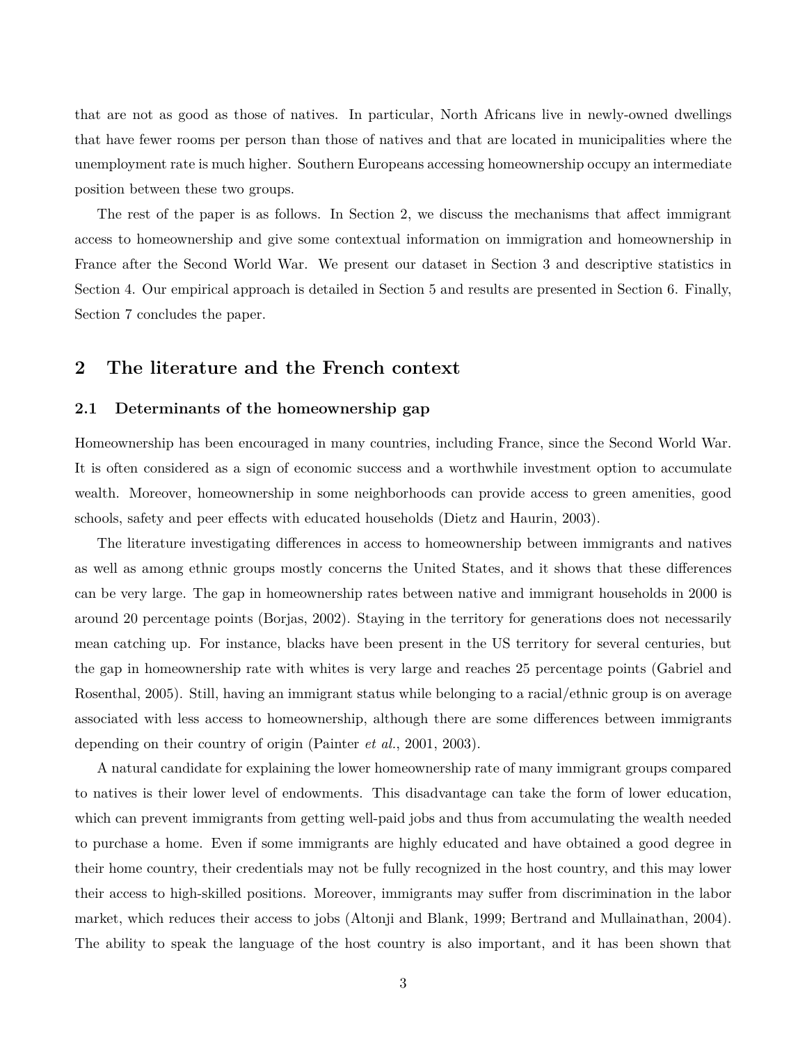that are not as good as those of natives. In particular, North Africans live in newly-owned dwellings that have fewer rooms per person than those of natives and that are located in municipalities where the unemployment rate is much higher. Southern Europeans accessing homeownership occupy an intermediate position between these two groups.

The rest of the paper is as follows. In Section 2, we discuss the mechanisms that affect immigrant access to homeownership and give some contextual information on immigration and homeownership in France after the Second World War. We present our dataset in Section 3 and descriptive statistics in Section 4. Our empirical approach is detailed in Section 5 and results are presented in Section 6. Finally, Section 7 concludes the paper.

## 2 The literature and the French context

### 2.1 Determinants of the homeownership gap

Homeownership has been encouraged in many countries, including France, since the Second World War. It is often considered as a sign of economic success and a worthwhile investment option to accumulate wealth. Moreover, homeownership in some neighborhoods can provide access to green amenities, good schools, safety and peer effects with educated households (Dietz and Haurin, 2003).

The literature investigating differences in access to homeownership between immigrants and natives as well as among ethnic groups mostly concerns the United States, and it shows that these differences can be very large. The gap in homeownership rates between native and immigrant households in 2000 is around 20 percentage points (Borjas, 2002). Staying in the territory for generations does not necessarily mean catching up. For instance, blacks have been present in the US territory for several centuries, but the gap in homeownership rate with whites is very large and reaches 25 percentage points (Gabriel and Rosenthal, 2005). Still, having an immigrant status while belonging to a racial/ethnic group is on average associated with less access to homeownership, although there are some differences between immigrants depending on their country of origin (Painter *et al.*, 2001, 2003).

A natural candidate for explaining the lower homeownership rate of many immigrant groups compared to natives is their lower level of endowments. This disadvantage can take the form of lower education, which can prevent immigrants from getting well-paid jobs and thus from accumulating the wealth needed to purchase a home. Even if some immigrants are highly educated and have obtained a good degree in their home country, their credentials may not be fully recognized in the host country, and this may lower their access to high-skilled positions. Moreover, immigrants may suffer from discrimination in the labor market, which reduces their access to jobs (Altonji and Blank, 1999; Bertrand and Mullainathan, 2004). The ability to speak the language of the host country is also important, and it has been shown that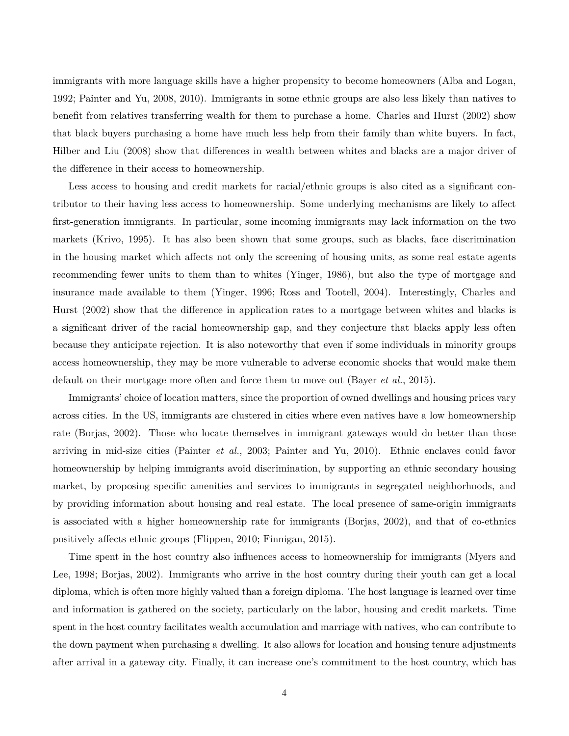immigrants with more language skills have a higher propensity to become homeowners (Alba and Logan, 1992; Painter and Yu, 2008, 2010). Immigrants in some ethnic groups are also less likely than natives to benefit from relatives transferring wealth for them to purchase a home. Charles and Hurst (2002) show that black buyers purchasing a home have much less help from their family than white buyers. In fact, Hilber and Liu (2008) show that differences in wealth between whites and blacks are a major driver of the difference in their access to homeownership.

Less access to housing and credit markets for racial/ethnic groups is also cited as a significant contributor to their having less access to homeownership. Some underlying mechanisms are likely to affect first-generation immigrants. In particular, some incoming immigrants may lack information on the two markets (Krivo, 1995). It has also been shown that some groups, such as blacks, face discrimination in the housing market which affects not only the screening of housing units, as some real estate agents recommending fewer units to them than to whites (Yinger, 1986), but also the type of mortgage and insurance made available to them (Yinger, 1996; Ross and Tootell, 2004). Interestingly, Charles and Hurst (2002) show that the difference in application rates to a mortgage between whites and blacks is a significant driver of the racial homeownership gap, and they conjecture that blacks apply less often because they anticipate rejection. It is also noteworthy that even if some individuals in minority groups access homeownership, they may be more vulnerable to adverse economic shocks that would make them default on their mortgage more often and force them to move out (Bayer *et al.*, 2015).

Immigrants' choice of location matters, since the proportion of owned dwellings and housing prices vary across cities. In the US, immigrants are clustered in cities where even natives have a low homeownership rate (Borjas, 2002). Those who locate themselves in immigrant gateways would do better than those arriving in mid-size cities (Painter *et al.*, 2003; Painter and Yu, 2010). Ethnic enclaves could favor homeownership by helping immigrants avoid discrimination, by supporting an ethnic secondary housing market, by proposing specific amenities and services to immigrants in segregated neighborhoods, and by providing information about housing and real estate. The local presence of same-origin immigrants is associated with a higher homeownership rate for immigrants (Borjas, 2002), and that of co-ethnics positively affects ethnic groups (Flippen, 2010; Finnigan, 2015).

Time spent in the host country also influences access to homeownership for immigrants (Myers and Lee, 1998; Borjas, 2002). Immigrants who arrive in the host country during their youth can get a local diploma, which is often more highly valued than a foreign diploma. The host language is learned over time and information is gathered on the society, particularly on the labor, housing and credit markets. Time spent in the host country facilitates wealth accumulation and marriage with natives, who can contribute to the down payment when purchasing a dwelling. It also allows for location and housing tenure adjustments after arrival in a gateway city. Finally, it can increase one's commitment to the host country, which has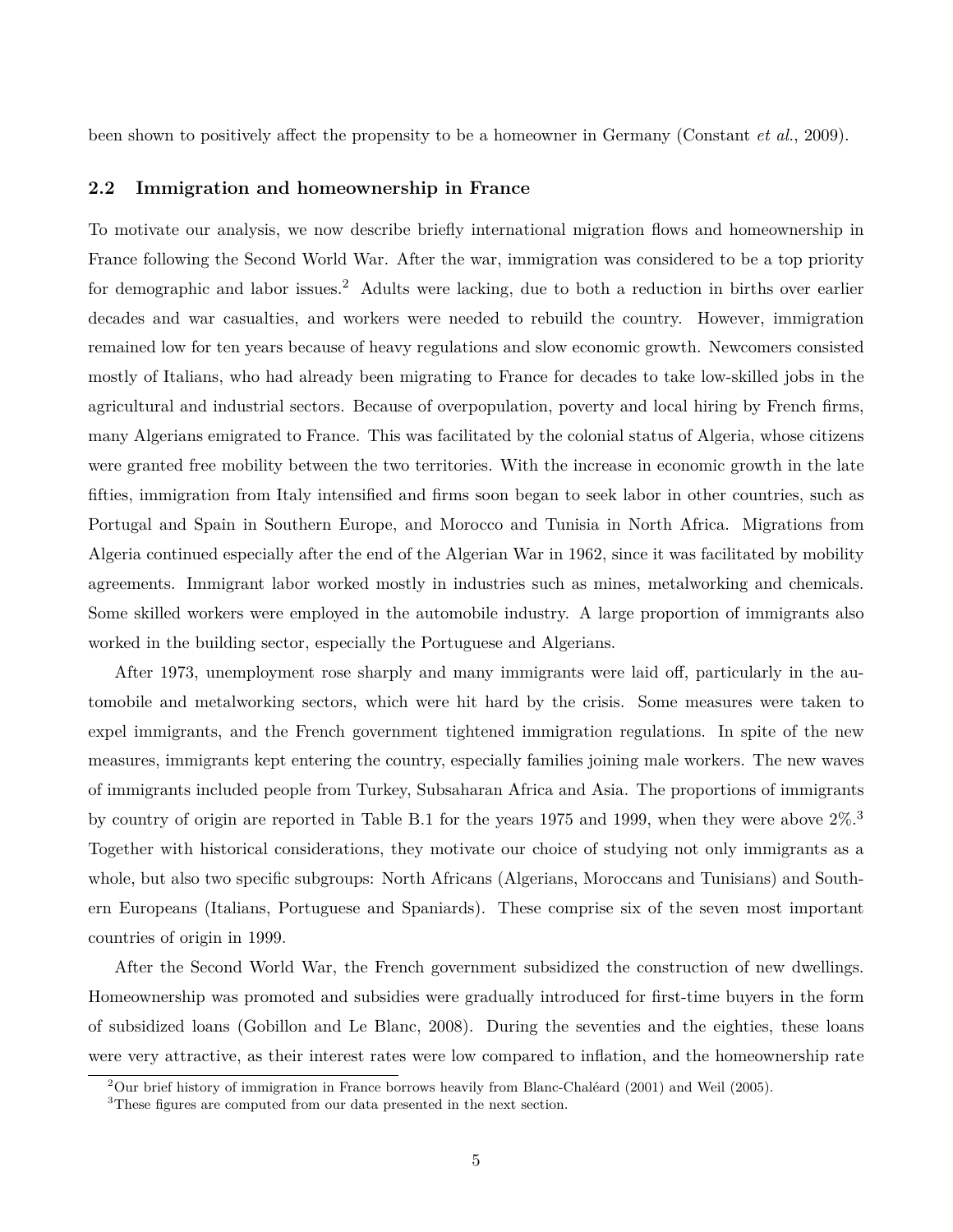been shown to positively affect the propensity to be a homeowner in Germany (Constant *et al.*, 2009).

## 2.2 Immigration and homeownership in France

To motivate our analysis, we now describe briefly international migration flows and homeownership in France following the Second World War. After the war, immigration was considered to be a top priority for demographic and labor issues.[2] Adults were lacking, due to both a reduction in births over earlier decades and war casualties, and workers were needed to rebuild the country. However, immigration remained low for ten years because of heavy regulations and slow economic growth. Newcomers consisted mostly of Italians, who had already been migrating to France for decades to take low-skilled jobs in the agricultural and industrial sectors. Because of overpopulation, poverty and local hiring by French firms, many Algerians emigrated to France. This was facilitated by the colonial status of Algeria, whose citizens were granted free mobility between the two territories. With the increase in economic growth in the late fifties, immigration from Italy intensified and firms soon began to seek labor in other countries, such as Portugal and Spain in Southern Europe, and Morocco and Tunisia in North Africa. Migrations from Algeria continued especially after the end of the Algerian War in 1962, since it was facilitated by mobility agreements. Immigrant labor worked mostly in industries such as mines, metalworking and chemicals. Some skilled workers were employed in the automobile industry. A large proportion of immigrants also worked in the building sector, especially the Portuguese and Algerians.

After 1973, unemployment rose sharply and many immigrants were laid off, particularly in the automobile and metalworking sectors, which were hit hard by the crisis. Some measures were taken to expel immigrants, and the French government tightened immigration regulations. In spite of the new measures, immigrants kept entering the country, especially families joining male workers. The new waves of immigrants included people from Turkey, Subsaharan Africa and Asia. The proportions of immigrants by country of origin are reported in Table B.1 for the years 1975 and 1999, when they were above 2%.[3] Together with historical considerations, they motivate our choice of studying not only immigrants as a whole, but also two specific subgroups: North Africans (Algerians, Moroccans and Tunisians) and Southern Europeans (Italians, Portuguese and Spaniards). These comprise six of the seven most important countries of origin in 1999.

After the Second World War, the French government subsidized the construction of new dwellings. Homeownership was promoted and subsidies were gradually introduced for first-time buyers in the form of subsidized loans (Gobillon and Le Blanc, 2008). During the seventies and the eighties, these loans were very attractive, as their interest rates were low compared to inflation, and the homeownership rate

[2] Our brief history of immigration in France borrows heavily from Blanc-Chaléard (2001) and Weil (2005).

[3] These figures are computed from our data presented in the next section.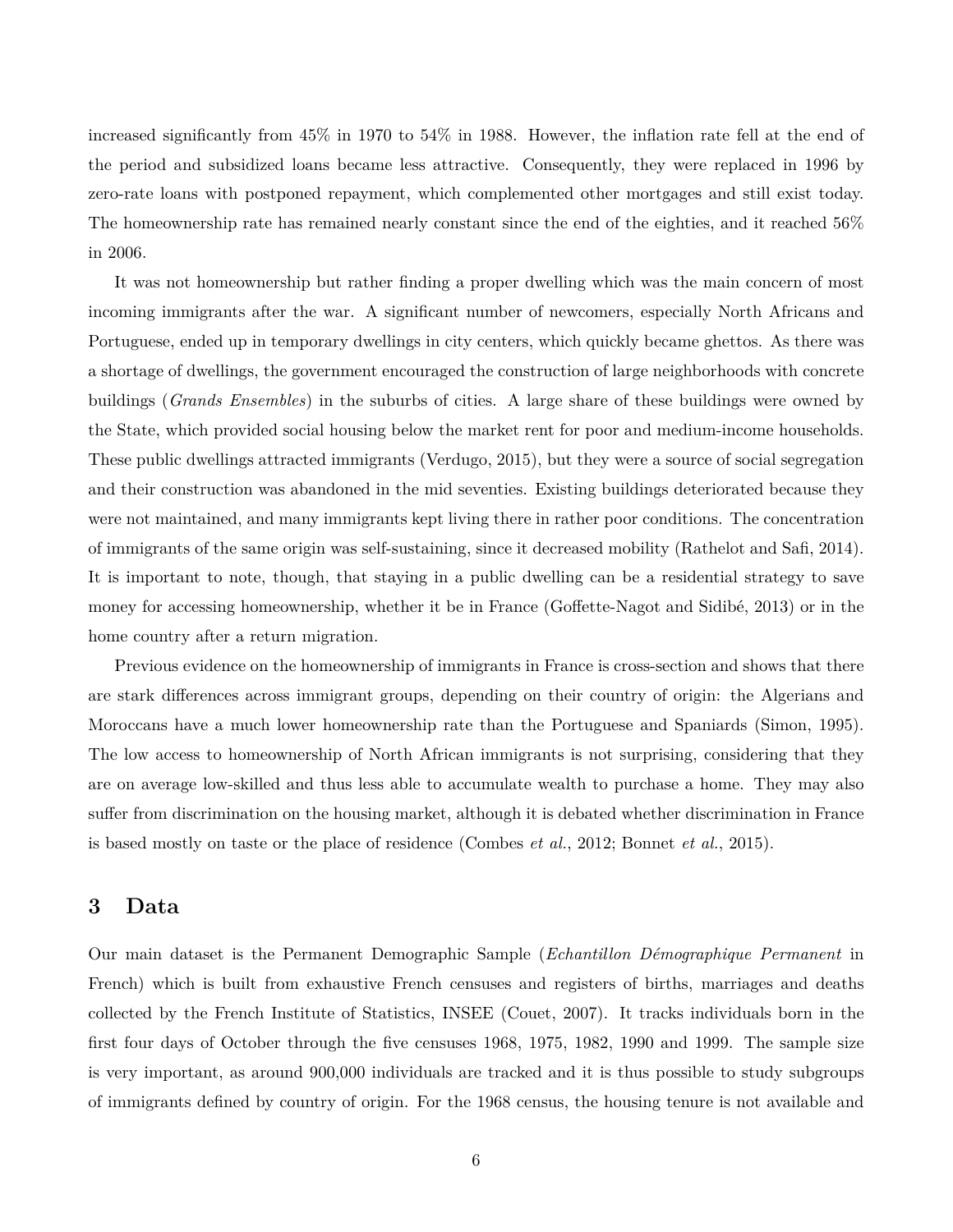increased significantly from 45% in 1970 to 54% in 1988. However, the inflation rate fell at the end of the period and subsidized loans became less attractive. Consequently, they were replaced in 1996 by zero-rate loans with postponed repayment, which complemented other mortgages and still exist today. The homeownership rate has remained nearly constant since the end of the eighties, and it reached 56% in 2006.

It was not homeownership but rather finding a proper dwelling which was the main concern of most incoming immigrants after the war. A significant number of newcomers, especially North Africans and Portuguese, ended up in temporary dwellings in city centers, which quickly became ghettos. As there was a shortage of dwellings, the government encouraged the construction of large neighborhoods with concrete buildings (*Grands Ensembles*) in the suburbs of cities. A large share of these buildings were owned by the State, which provided social housing below the market rent for poor and medium-income households. These public dwellings attracted immigrants (Verdugo, 2015), but they were a source of social segregation and their construction was abandoned in the mid seventies. Existing buildings deteriorated because they were not maintained, and many immigrants kept living there in rather poor conditions. The concentration of immigrants of the same origin was self-sustaining, since it decreased mobility (Rathelot and Safi, 2014). It is important to note, though, that staying in a public dwelling can be a residential strategy to save money for accessing homeownership, whether it be in France (Goffette-Nagot and Sidibé, 2013) or in the home country after a return migration.

Previous evidence on the homeownership of immigrants in France is cross-section and shows that there are stark differences across immigrant groups, depending on their country of origin: the Algerians and Moroccans have a much lower homeownership rate than the Portuguese and Spaniards (Simon, 1995). The low access to homeownership of North African immigrants is not surprising, considering that they are on average low-skilled and thus less able to accumulate wealth to purchase a home. They may also suffer from discrimination on the housing market, although it is debated whether discrimination in France is based mostly on taste or the place of residence (Combes *et al.*, 2012; Bonnet *et al.*, 2015).

# 3 Data

Our main dataset is the Permanent Demographic Sample (*Echantillon Démographique Permanent* in French) which is built from exhaustive French censuses and registers of births, marriages and deaths collected by the French Institute of Statistics, INSEE (Couet, 2007). It tracks individuals born in the first four days of October through the five censuses 1968, 1975, 1982, 1990 and 1999. The sample size is very important, as around 900,000 individuals are tracked and it is thus possible to study subgroups of immigrants defined by country of origin. For the 1968 census, the housing tenure is not available and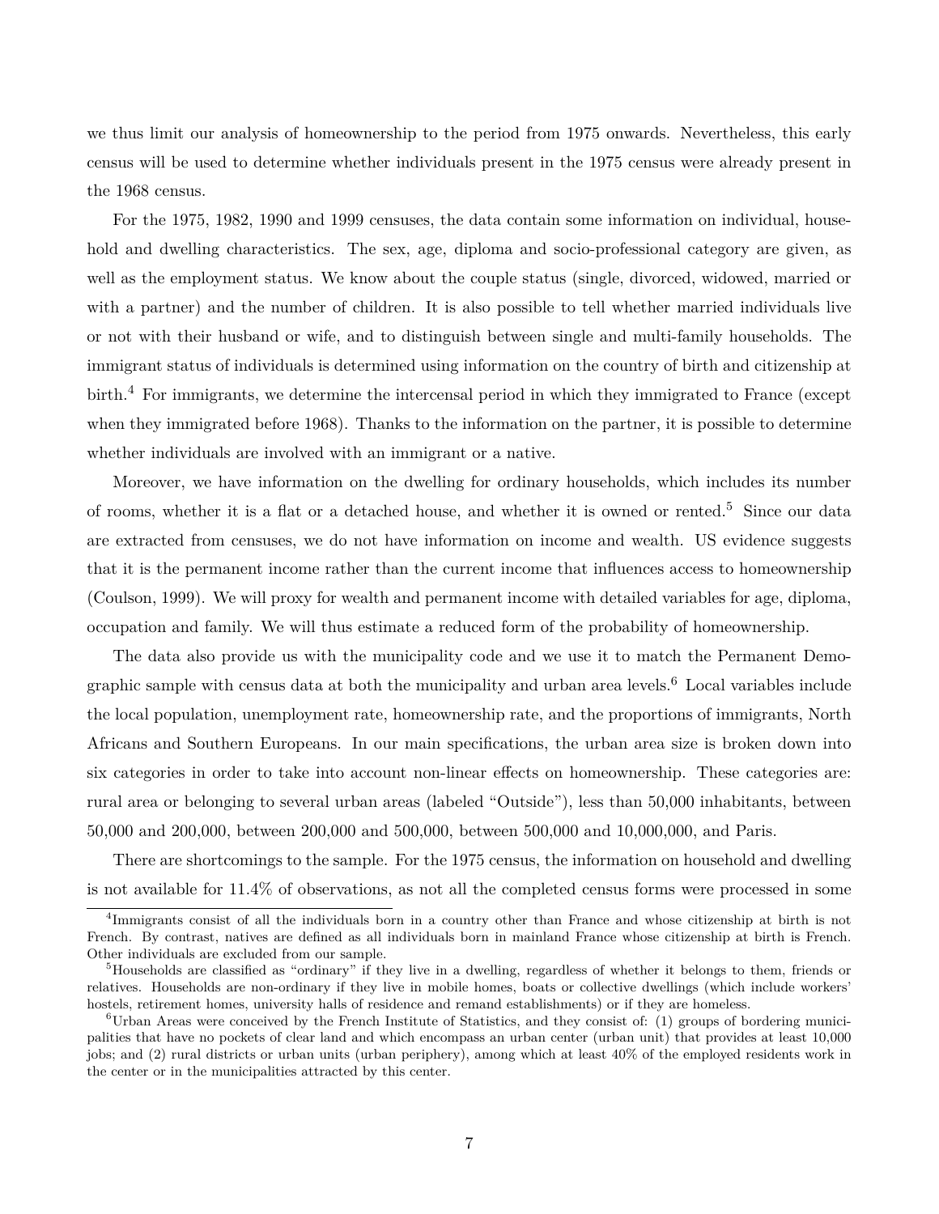we thus limit our analysis of homeownership to the period from 1975 onwards. Nevertheless, this early census will be used to determine whether individuals present in the 1975 census were already present in the 1968 census.

For the 1975, 1982, 1990 and 1999 censuses, the data contain some information on individual, household and dwelling characteristics. The sex, age, diploma and socio-professional category are given, as well as the employment status. We know about the couple status (single, divorced, widowed, married or with a partner) and the number of children. It is also possible to tell whether married individuals live or not with their husband or wife, and to distinguish between single and multi-family households. The immigrant status of individuals is determined using information on the country of birth and citizenship at birth.[4] For immigrants, we determine the intercensal period in which they immigrated to France (except when they immigrated before 1968). Thanks to the information on the partner, it is possible to determine whether individuals are involved with an immigrant or a native.

Moreover, we have information on the dwelling for ordinary households, which includes its number of rooms, whether it is a flat or a detached house, and whether it is owned or rented.[5] Since our data are extracted from censuses, we do not have information on income and wealth. US evidence suggests that it is the permanent income rather than the current income that influences access to homeownership (Coulson, 1999). We will proxy for wealth and permanent income with detailed variables for age, diploma, occupation and family. We will thus estimate a reduced form of the probability of homeownership.

The data also provide us with the municipality code and we use it to match the Permanent Demographic sample with census data at both the municipality and urban area levels.[6] Local variables include the local population, unemployment rate, homeownership rate, and the proportions of immigrants, North Africans and Southern Europeans. In our main specifications, the urban area size is broken down into six categories in order to take into account non-linear effects on homeownership. These categories are: rural area or belonging to several urban areas (labeled "Outside"), less than 50,000 inhabitants, between 50,000 and 200,000, between 200,000 and 500,000, between 500,000 and 10,000,000, and Paris.

There are shortcomings to the sample. For the 1975 census, the information on household and dwelling is not available for 11.4% of observations, as not all the completed census forms were processed in some

[4] Immigrants consist of all the individuals born in a country other than France and whose citizenship at birth is not French. By contrast, natives are defined as all individuals born in mainland France whose citizenship at birth is French. Other individuals are excluded from our sample.

[5] Households are classified as "ordinary" if they live in a dwelling, regardless of whether it belongs to them, friends or relatives. Households are non-ordinary if they live in mobile homes, boats or collective dwellings (which include workers' hostels, retirement homes, university halls of residence and remand establishments) or if they are homeless.

[6] Urban Areas were conceived by the French Institute of Statistics, and they consist of: (1) groups of bordering municipalities that have no pockets of clear land and which encompass an urban center (urban unit) that provides at least 10,000 jobs; and (2) rural districts or urban units (urban periphery), among which at least 40% of the employed residents work in the center or in the municipalities attracted by this center.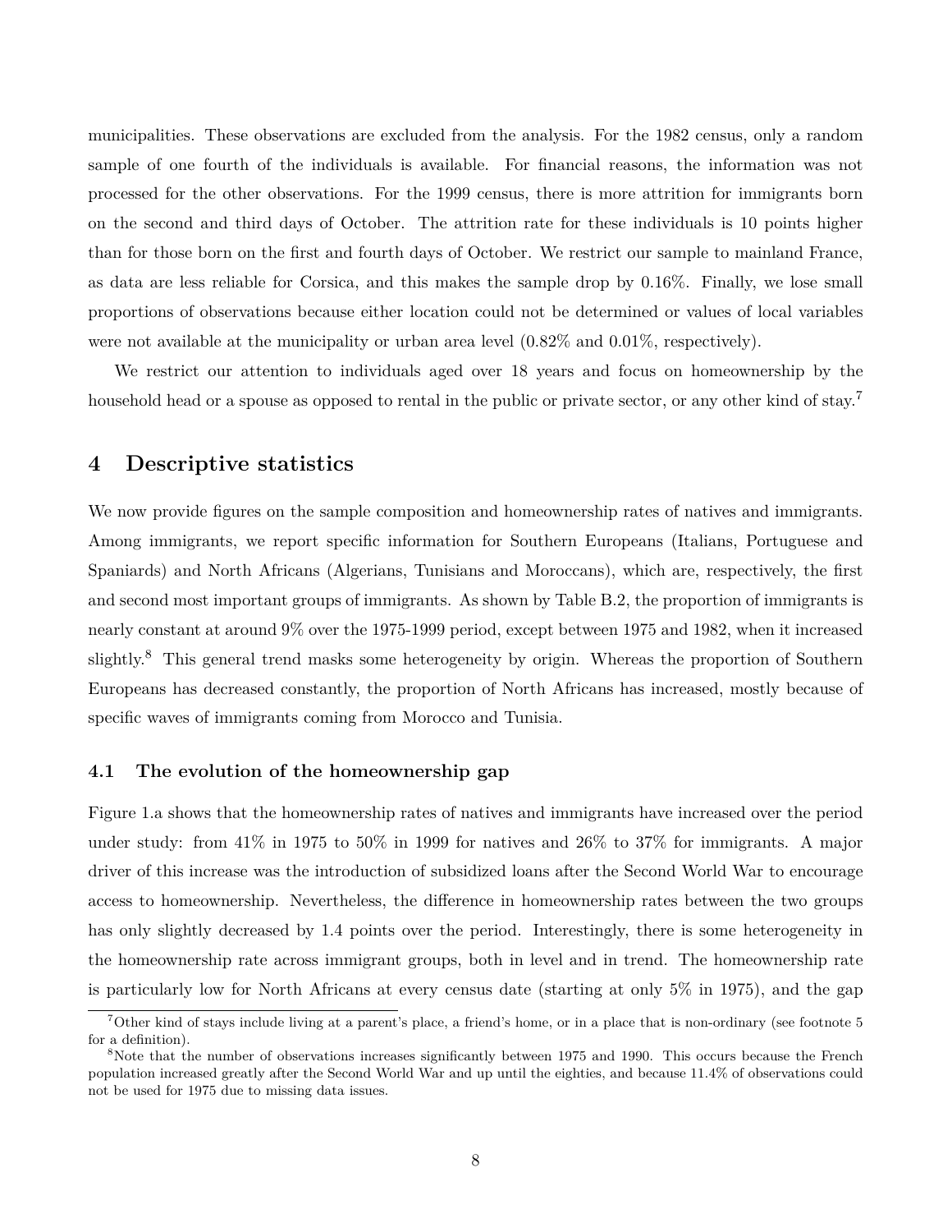municipalities. These observations are excluded from the analysis. For the 1982 census, only a random sample of one fourth of the individuals is available. For financial reasons, the information was not processed for the other observations. For the 1999 census, there is more attrition for immigrants born on the second and third days of October. The attrition rate for these individuals is 10 points higher than for those born on the first and fourth days of October. We restrict our sample to mainland France, as data are less reliable for Corsica, and this makes the sample drop by 0.16%. Finally, we lose small proportions of observations because either location could not be determined or values of local variables were not available at the municipality or urban area level (0.82% and 0.01%, respectively).

We restrict our attention to individuals aged over 18 years and focus on homeownership by the household head or a spouse as opposed to rental in the public or private sector, or any other kind of stay.[7]

## 4 Descriptive statistics

We now provide figures on the sample composition and homeownership rates of natives and immigrants. Among immigrants, we report specific information for Southern Europeans (Italians, Portuguese and Spaniards) and North Africans (Algerians, Tunisians and Moroccans), which are, respectively, the first and second most important groups of immigrants. As shown by Table B.2, the proportion of immigrants is nearly constant at around 9% over the 1975-1999 period, except between 1975 and 1982, when it increased slightly.[8] This general trend masks some heterogeneity by origin. Whereas the proportion of Southern Europeans has decreased constantly, the proportion of North Africans has increased, mostly because of specific waves of immigrants coming from Morocco and Tunisia.

### 4.1 The evolution of the homeownership gap

Figure 1.a shows that the homeownership rates of natives and immigrants have increased over the period under study: from 41% in 1975 to 50% in 1999 for natives and 26% to 37% for immigrants. A major driver of this increase was the introduction of subsidized loans after the Second World War to encourage access to homeownership. Nevertheless, the difference in homeownership rates between the two groups has only slightly decreased by 1.4 points over the period. Interestingly, there is some heterogeneity in the homeownership rate across immigrant groups, both in level and in trend. The homeownership rate is particularly low for North Africans at every census date (starting at only 5% in 1975), and the gap

[7] Other kind of stays include living at a parent's place, a friend's home, or in a place that is non-ordinary (see footnote 5 for a definition).

[8] Note that the number of observations increases significantly between 1975 and 1990. This occurs because the French population increased greatly after the Second World War and up until the eighties, and because 11.4% of observations could not be used for 1975 due to missing data issues.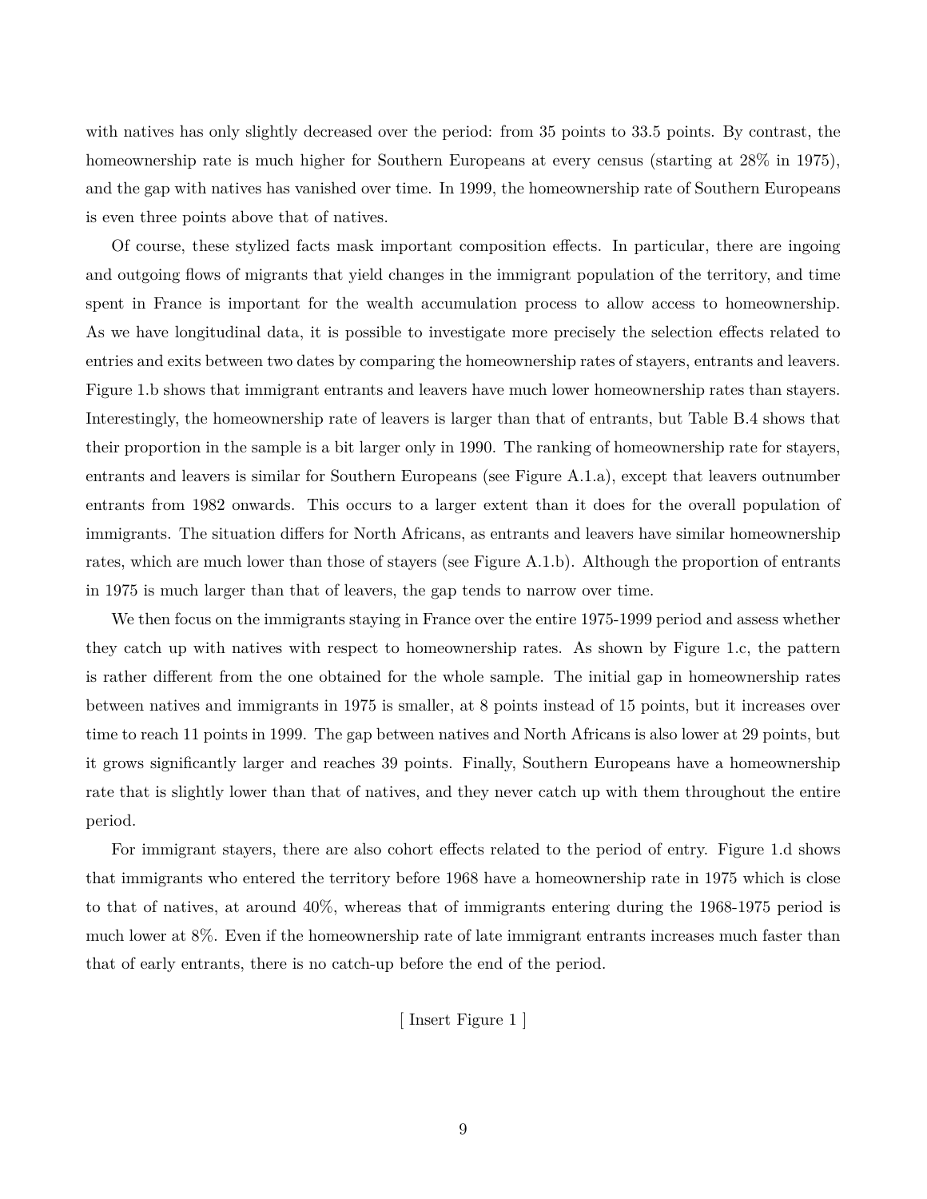with natives has only slightly decreased over the period: from 35 points to 33.5 points. By contrast, the homeownership rate is much higher for Southern Europeans at every census (starting at 28% in 1975), and the gap with natives has vanished over time. In 1999, the homeownership rate of Southern Europeans is even three points above that of natives.

Of course, these stylized facts mask important composition effects. In particular, there are ingoing and outgoing flows of migrants that yield changes in the immigrant population of the territory, and time spent in France is important for the wealth accumulation process to allow access to homeownership. As we have longitudinal data, it is possible to investigate more precisely the selection effects related to entries and exits between two dates by comparing the homeownership rates of stayers, entrants and leavers. Figure 1.b shows that immigrant entrants and leavers have much lower homeownership rates than stayers. Interestingly, the homeownership rate of leavers is larger than that of entrants, but Table B.4 shows that their proportion in the sample is a bit larger only in 1990. The ranking of homeownership rate for stayers, entrants and leavers is similar for Southern Europeans (see Figure A.1.a), except that leavers outnumber entrants from 1982 onwards. This occurs to a larger extent than it does for the overall population of immigrants. The situation differs for North Africans, as entrants and leavers have similar homeownership rates, which are much lower than those of stayers (see Figure A.1.b). Although the proportion of entrants in 1975 is much larger than that of leavers, the gap tends to narrow over time.

We then focus on the immigrants staying in France over the entire 1975-1999 period and assess whether they catch up with natives with respect to homeownership rates. As shown by Figure 1.c, the pattern is rather different from the one obtained for the whole sample. The initial gap in homeownership rates between natives and immigrants in 1975 is smaller, at 8 points instead of 15 points, but it increases over time to reach 11 points in 1999. The gap between natives and North Africans is also lower at 29 points, but it grows significantly larger and reaches 39 points. Finally, Southern Europeans have a homeownership rate that is slightly lower than that of natives, and they never catch up with them throughout the entire period.

For immigrant stayers, there are also cohort effects related to the period of entry. Figure 1.d shows that immigrants who entered the territory before 1968 have a homeownership rate in 1975 which is close to that of natives, at around 40%, whereas that of immigrants entering during the 1968-1975 period is much lower at 8%. Even if the homeownership rate of late immigrant entrants increases much faster than that of early entrants, there is no catch-up before the end of the period.

[ Insert Figure 1 ]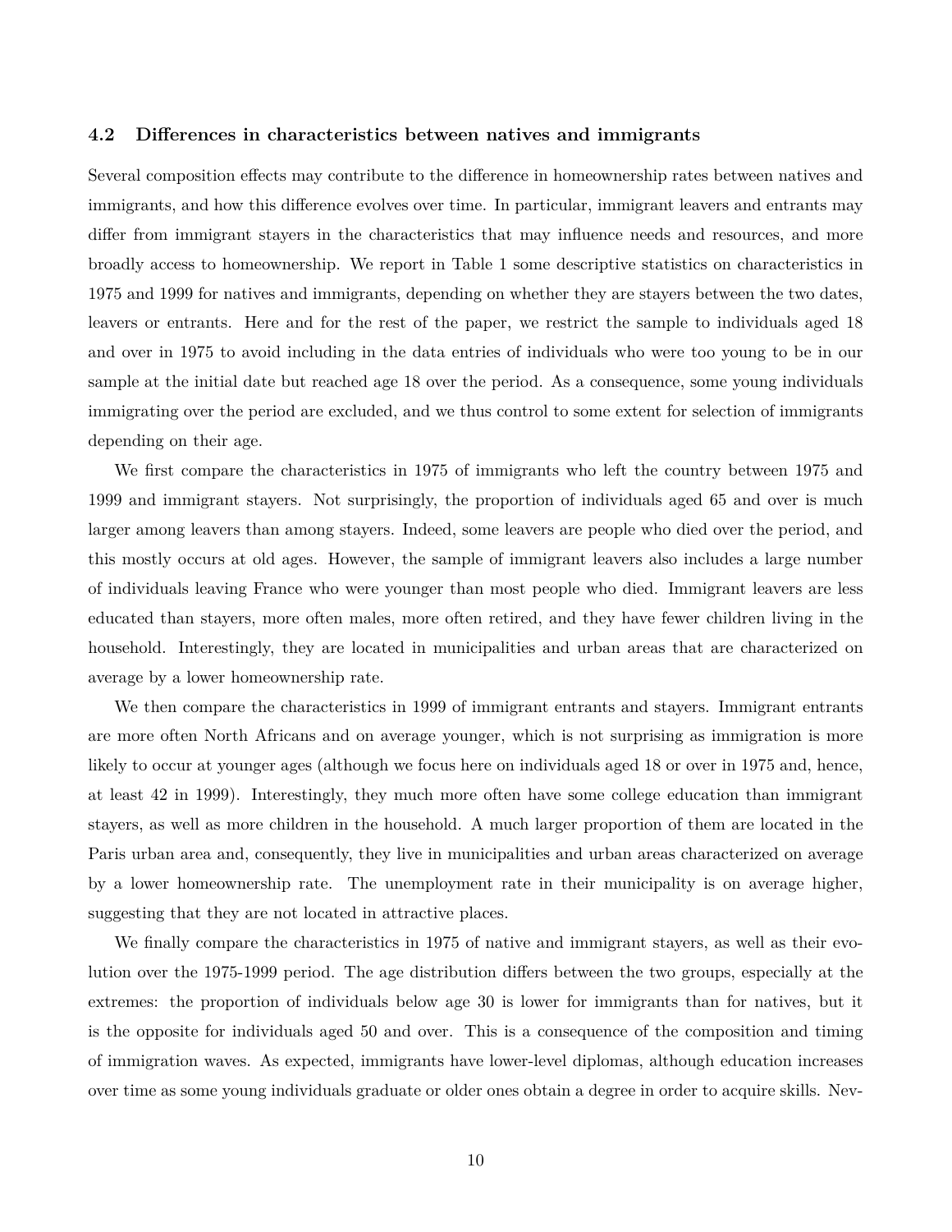### 4.2 Differences in characteristics between natives and immigrants

Several composition effects may contribute to the difference in homeownership rates between natives and immigrants, and how this difference evolves over time. In particular, immigrant leavers and entrants may differ from immigrant stayers in the characteristics that may influence needs and resources, and more broadly access to homeownership. We report in Table 1 some descriptive statistics on characteristics in 1975 and 1999 for natives and immigrants, depending on whether they are stayers between the two dates, leavers or entrants. Here and for the rest of the paper, we restrict the sample to individuals aged 18 and over in 1975 to avoid including in the data entries of individuals who were too young to be in our sample at the initial date but reached age 18 over the period. As a consequence, some young individuals immigrating over the period are excluded, and we thus control to some extent for selection of immigrants depending on their age.

We first compare the characteristics in 1975 of immigrants who left the country between 1975 and 1999 and immigrant stayers. Not surprisingly, the proportion of individuals aged 65 and over is much larger among leavers than among stayers. Indeed, some leavers are people who died over the period, and this mostly occurs at old ages. However, the sample of immigrant leavers also includes a large number of individuals leaving France who were younger than most people who died. Immigrant leavers are less educated than stayers, more often males, more often retired, and they have fewer children living in the household. Interestingly, they are located in municipalities and urban areas that are characterized on average by a lower homeownership rate.

We then compare the characteristics in 1999 of immigrant entrants and stayers. Immigrant entrants are more often North Africans and on average younger, which is not surprising as immigration is more likely to occur at younger ages (although we focus here on individuals aged 18 or over in 1975 and, hence, at least 42 in 1999). Interestingly, they much more often have some college education than immigrant stayers, as well as more children in the household. A much larger proportion of them are located in the Paris urban area and, consequently, they live in municipalities and urban areas characterized on average by a lower homeownership rate. The unemployment rate in their municipality is on average higher, suggesting that they are not located in attractive places.

We finally compare the characteristics in 1975 of native and immigrant stayers, as well as their evolution over the 1975-1999 period. The age distribution differs between the two groups, especially at the extremes: the proportion of individuals below age 30 is lower for immigrants than for natives, but it is the opposite for individuals aged 50 and over. This is a consequence of the composition and timing of immigration waves. As expected, immigrants have lower-level diplomas, although education increases over time as some young individuals graduate or older ones obtain a degree in order to acquire skills. Nev-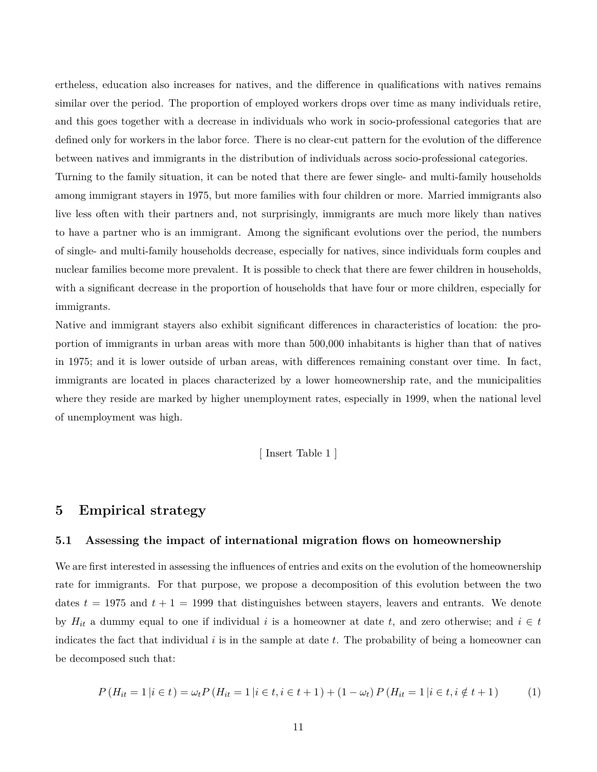ertheless, education also increases for natives, and the difference in qualifications with natives remains similar over the period. The proportion of employed workers drops over time as many individuals retire, and this goes together with a decrease in individuals who work in socio-professional categories that are defined only for workers in the labor force. There is no clear-cut pattern for the evolution of the difference between natives and immigrants in the distribution of individuals across socio-professional categories.

Turning to the family situation, it can be noted that there are fewer single- and multi-family households among immigrant stayers in 1975, but more families with four children or more. Married immigrants also live less often with their partners and, not surprisingly, immigrants are much more likely than natives to have a partner who is an immigrant. Among the significant evolutions over the period, the numbers of single- and multi-family households decrease, especially for natives, since individuals form couples and nuclear families become more prevalent. It is possible to check that there are fewer children in households, with a significant decrease in the proportion of households that have four or more children, especially for immigrants.

Native and immigrant stayers also exhibit significant differences in characteristics of location: the proportion of immigrants in urban areas with more than 500,000 inhabitants is higher than that of natives in 1975; and it is lower outside of urban areas, with differences remaining constant over time. In fact, immigrants are located in places characterized by a lower homeownership rate, and the municipalities where they reside are marked by higher unemployment rates, especially in 1999, when the national level of unemployment was high.

[ Insert Table 1 ]

# 5 Empirical strategy

## 5.1 Assessing the impact of international migration flows on homeownership

We are first interested in assessing the influences of entries and exits on the evolution of the homeownership rate for immigrants. For that purpose, we propose a decomposition of this evolution between the two dates $t = 1975$ and $t + 1 = 1999$ that distinguishes between stayers, leavers and entrants. We denote by $H_{it}$ a dummy equal to one if individual $i$ is a homeowner at date $t$, and zero otherwise; and $i \in t$ indicates the fact that individual $i$ is in the sample at date $t$. The probability of being a homeowner can be decomposed such that:

$$P\left(H_{it} = 1 \left| i \in t\right.\right) = \omega_t P\left(H_{it} = 1 \left| i \in t, i \in t+1\right.\right) + \left(1 - \omega_t\right) P\left(H_{it} = 1 \left| i \in t, i \notin t+1\right.\right) \qquad (1)$$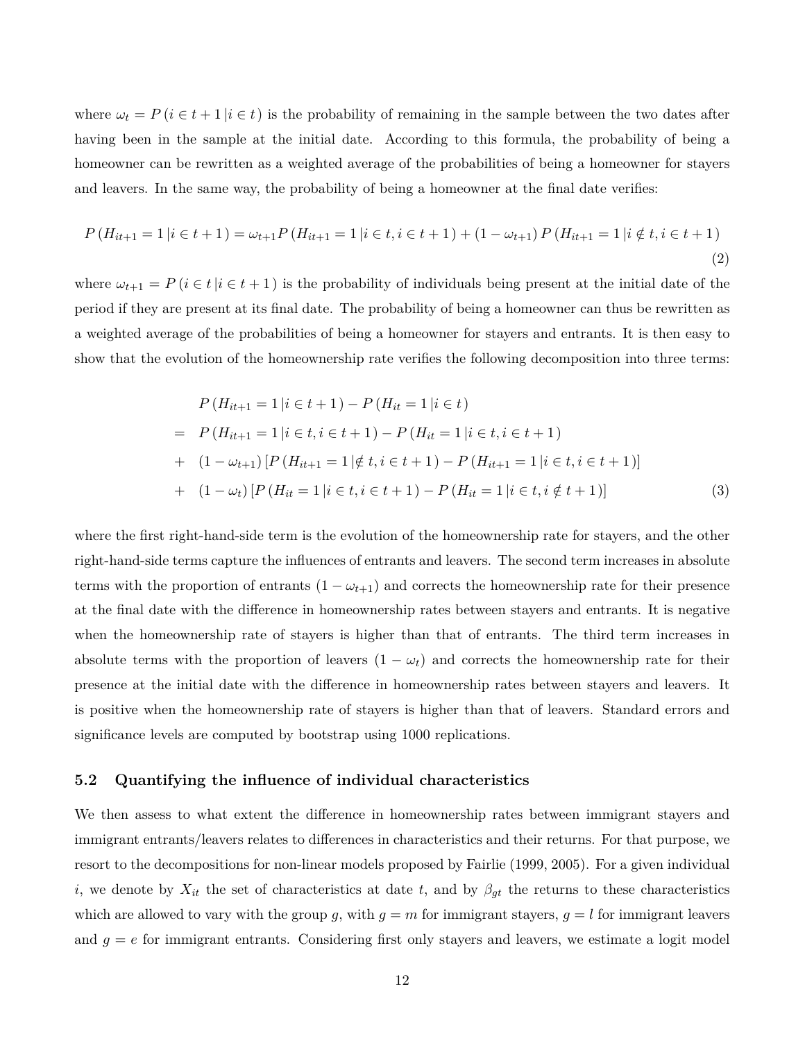where $\omega_t = P(i \in t+1 \,|i \in t)$ is the probability of remaining in the sample between the two dates after having been in the sample at the initial date. According to this formula, the probability of being a homeowner can be rewritten as a weighted average of the probabilities of being a homeowner for stayers and leavers. In the same way, the probability of being a homeowner at the final date verifies:

$$P(H_{it+1} = 1 \,|i \in t+1) = \omega_{t+1} P(H_{it+1} = 1 \,|i \in t, i \in t+1) + (1 - \omega_{t+1}) P(H_{it+1} = 1 \,|i \notin t, i \in t+1) \tag{2}$$

where $\omega_{t+1} = P(i \in t \,|i \in t+1)$ is the probability of individuals being present at the initial date of the period if they are present at its final date. The probability of being a homeowner can thus be rewritten as a weighted average of the probabilities of being a homeowner for stayers and entrants. It is then easy to show that the evolution of the homeownership rate verifies the following decomposition into three terms:

$$\begin{aligned}
& P(H_{it+1} = 1 \,|i \in t+1) - P(H_{it} = 1 \,|i \in t) \\
= \;& P(H_{it+1} = 1 \,|i \in t, i \in t+1) - P(H_{it} = 1 \,|i \in t, i \in t+1) \\
+ \;& (1 - \omega_{t+1}) \left[ P(H_{it+1} = 1 \,| \notin t, i \in t+1) - P(H_{it+1} = 1 \,|i \in t, i \in t+1) \right] \\
+ \;& (1 - \omega_t) \left[ P(H_{it} = 1 \,|i \in t, i \in t+1) - P(H_{it} = 1 \,|i \in t, i \notin t+1) \right]
\end{aligned} \tag{3}$$

where the first right-hand-side term is the evolution of the homeownership rate for stayers, and the other right-hand-side terms capture the influences of entrants and leavers. The second term increases in absolute terms with the proportion of entrants $(1 - \omega_{t+1})$ and corrects the homeownership rate for their presence at the final date with the difference in homeownership rates between stayers and entrants. It is negative when the homeownership rate of stayers is higher than that of entrants. The third term increases in absolute terms with the proportion of leavers $(1 - \omega_t)$ and corrects the homeownership rate for their presence at the initial date with the difference in homeownership rates between stayers and leavers. It is positive when the homeownership rate of stayers is higher than that of leavers. Standard errors and significance levels are computed by bootstrap using 1000 replications.

### 5.2 Quantifying the influence of individual characteristics

We then assess to what extent the difference in homeownership rates between immigrant stayers and immigrant entrants/leavers relates to differences in characteristics and their returns. For that purpose, we resort to the decompositions for non-linear models proposed by Fairlie (1999, 2005). For a given individual $i$, we denote by $X_{it}$ the set of characteristics at date $t$, and by $\beta_{gt}$ the returns to these characteristics which are allowed to vary with the group $g$, with $g = m$ for immigrant stayers, $g = l$ for immigrant leavers and $g = e$ for immigrant entrants. Considering first only stayers and leavers, we estimate a logit model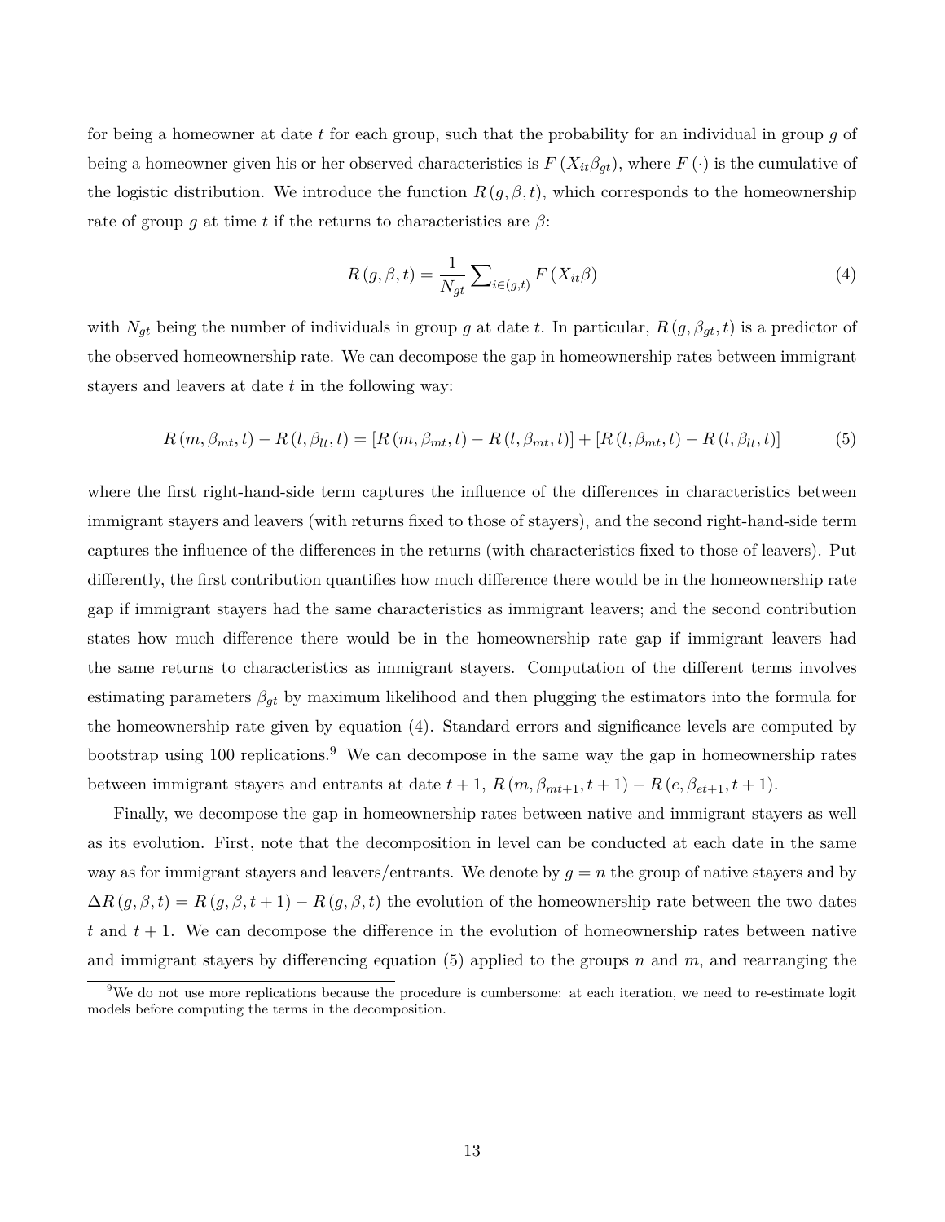for being a homeowner at date $t$ for each group, such that the probability for an individual in group $g$ of being a homeowner given his or her observed characteristics is $F(X_{it}\beta_{gt})$, where $F(\cdot)$ is the cumulative of the logistic distribution. We introduce the function $R(g,\beta,t)$, which corresponds to the homeownership rate of group $g$ at time $t$ if the returns to characteristics are $\beta$:

$$R(g,\beta,t) = \frac{1}{N_{gt}} \sum\nolimits_{i \in (g,t)} F(X_{it}\beta) \tag{4}$$

with $N_{gt}$ being the number of individuals in group $g$ at date $t$. In particular, $R(g,\beta_{gt},t)$ is a predictor of the observed homeownership rate. We can decompose the gap in homeownership rates between immigrant stayers and leavers at date $t$ in the following way:

$$R(m,\beta_{mt},t) - R(l,\beta_{lt},t) = [R(m,\beta_{mt},t) - R(l,\beta_{mt},t)] + [R(l,\beta_{mt},t) - R(l,\beta_{lt},t)] \tag{5}$$

where the first right-hand-side term captures the influence of the differences in characteristics between immigrant stayers and leavers (with returns fixed to those of stayers), and the second right-hand-side term captures the influence of the differences in the returns (with characteristics fixed to those of leavers). Put differently, the first contribution quantifies how much difference there would be in the homeownership rate gap if immigrant stayers had the same characteristics as immigrant leavers; and the second contribution states how much difference there would be in the homeownership rate gap if immigrant leavers had the same returns to characteristics as immigrant stayers. Computation of the different terms involves estimating parameters $\beta_{gt}$ by maximum likelihood and then plugging the estimators into the formula for the homeownership rate given by equation (4). Standard errors and significance levels are computed by bootstrap using 100 replications.[9] We can decompose in the same way the gap in homeownership rates between immigrant stayers and entrants at date $t+1$, $R(m,\beta_{mt+1},t+1) - R(e,\beta_{et+1},t+1)$.

Finally, we decompose the gap in homeownership rates between native and immigrant stayers as well as its evolution. First, note that the decomposition in level can be conducted at each date in the same way as for immigrant stayers and leavers/entrants. We denote by $g=n$ the group of native stayers and by $\Delta R(g,\beta,t) = R(g,\beta,t+1) - R(g,\beta,t)$ the evolution of the homeownership rate between the two dates $t$ and $t+1$. We can decompose the difference in the evolution of homeownership rates between native and immigrant stayers by differencing equation (5) applied to the groups $n$ and $m$, and rearranging the

[9] We do not use more replications because the procedure is cumbersome: at each iteration, we need to re-estimate logit models before computing the terms in the decomposition.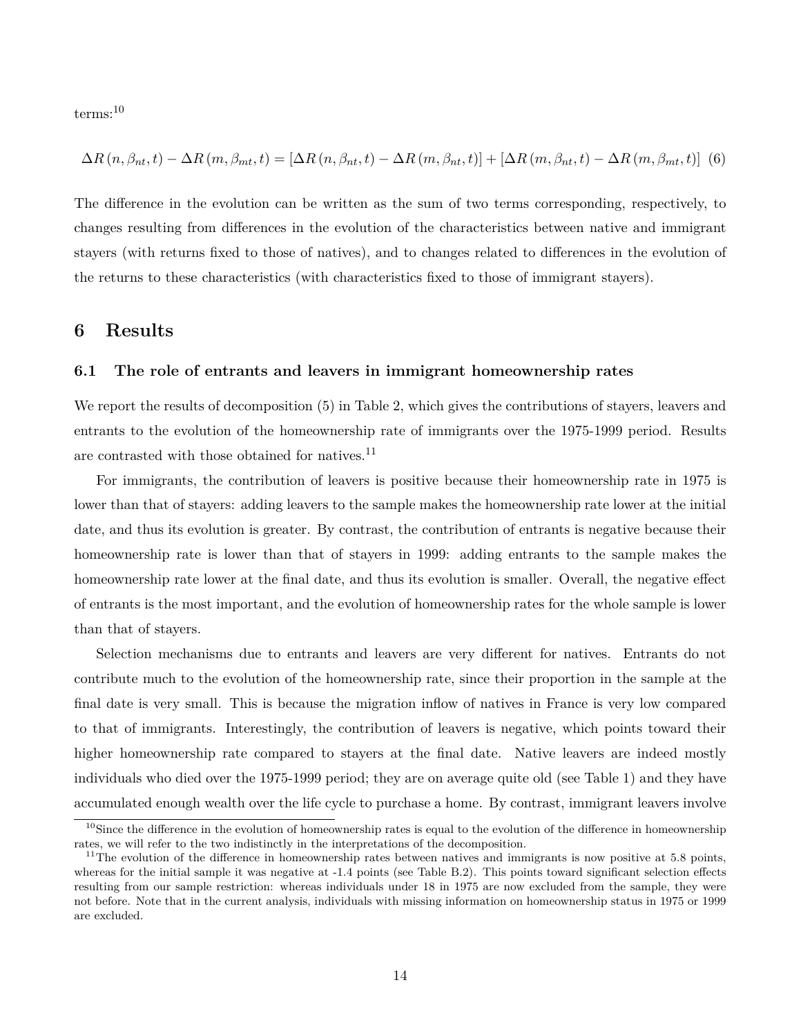terms:[10]

$$\Delta R\left(n, \beta_{nt}, t\right) - \Delta R\left(m, \beta_{mt}, t\right) = \left[\Delta R\left(n, \beta_{nt}, t\right) - \Delta R\left(m, \beta_{nt}, t\right)\right] + \left[\Delta R\left(m, \beta_{nt}, t\right) - \Delta R\left(m, \beta_{mt}, t\right)\right] \quad (6)$$

The difference in the evolution can be written as the sum of two terms corresponding, respectively, to changes resulting from differences in the evolution of the characteristics between native and immigrant stayers (with returns fixed to those of natives), and to changes related to differences in the evolution of the returns to these characteristics (with characteristics fixed to those of immigrant stayers).

# 6 Results

## 6.1 The role of entrants and leavers in immigrant homeownership rates

We report the results of decomposition (5) in Table 2, which gives the contributions of stayers, leavers and entrants to the evolution of the homeownership rate of immigrants over the 1975-1999 period. Results are contrasted with those obtained for natives.[11]

For immigrants, the contribution of leavers is positive because their homeownership rate in 1975 is lower than that of stayers: adding leavers to the sample makes the homeownership rate lower at the initial date, and thus its evolution is greater. By contrast, the contribution of entrants is negative because their homeownership rate is lower than that of stayers in 1999: adding entrants to the sample makes the homeownership rate lower at the final date, and thus its evolution is smaller. Overall, the negative effect of entrants is the most important, and the evolution of homeownership rates for the whole sample is lower than that of stayers.

Selection mechanisms due to entrants and leavers are very different for natives. Entrants do not contribute much to the evolution of the homeownership rate, since their proportion in the sample at the final date is very small. This is because the migration inflow of natives in France is very low compared to that of immigrants. Interestingly, the contribution of leavers is negative, which points toward their higher homeownership rate compared to stayers at the final date. Native leavers are indeed mostly individuals who died over the 1975-1999 period; they are on average quite old (see Table 1) and they have accumulated enough wealth over the life cycle to purchase a home. By contrast, immigrant leavers involve

[10] Since the difference in the evolution of homeownership rates is equal to the evolution of the difference in homeownership rates, we will refer to the two indistinctly in the interpretations of the decomposition.

[11] The evolution of the difference in homeownership rates between natives and immigrants is now positive at 5.8 points, whereas for the initial sample it was negative at -1.4 points (see Table B.2). This points toward significant selection effects resulting from our sample restriction: whereas individuals under 18 in 1975 are now excluded from the sample, they were not before. Note that in the current analysis, individuals with missing information on homeownership status in 1975 or 1999 are excluded.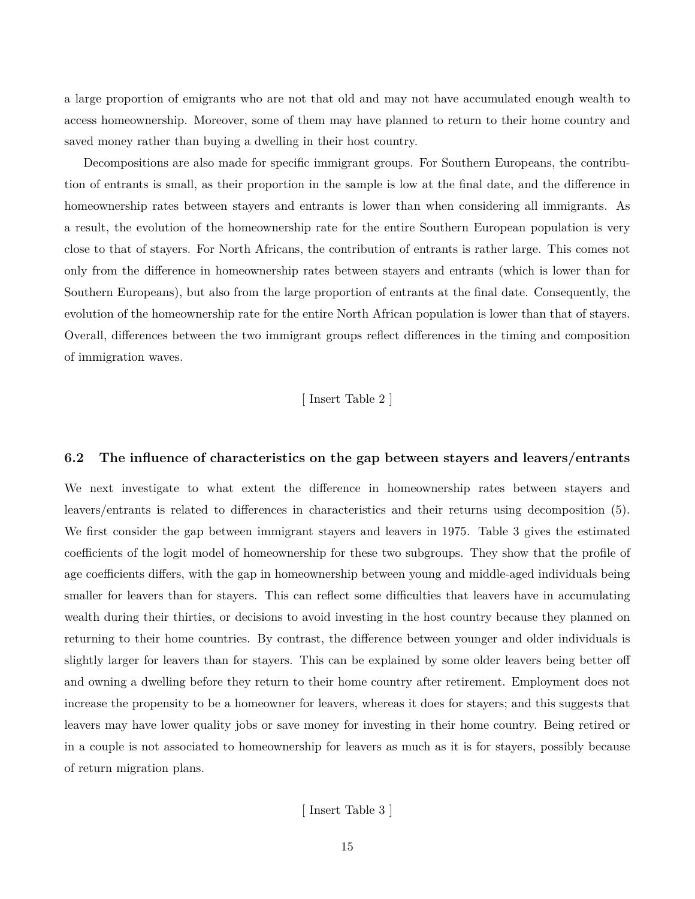a large proportion of emigrants who are not that old and may not have accumulated enough wealth to access homeownership. Moreover, some of them may have planned to return to their home country and saved money rather than buying a dwelling in their host country.

Decompositions are also made for specific immigrant groups. For Southern Europeans, the contribution of entrants is small, as their proportion in the sample is low at the final date, and the difference in homeownership rates between stayers and entrants is lower than when considering all immigrants. As a result, the evolution of the homeownership rate for the entire Southern European population is very close to that of stayers. For North Africans, the contribution of entrants is rather large. This comes not only from the difference in homeownership rates between stayers and entrants (which is lower than for Southern Europeans), but also from the large proportion of entrants at the final date. Consequently, the evolution of the homeownership rate for the entire North African population is lower than that of stayers. Overall, differences between the two immigrant groups reflect differences in the timing and composition of immigration waves.

[ Insert Table 2 ]

### 6.2 The influence of characteristics on the gap between stayers and leavers/entrants

We next investigate to what extent the difference in homeownership rates between stayers and leavers/entrants is related to differences in characteristics and their returns using decomposition (5). We first consider the gap between immigrant stayers and leavers in 1975. Table 3 gives the estimated coefficients of the logit model of homeownership for these two subgroups. They show that the profile of age coefficients differs, with the gap in homeownership between young and middle-aged individuals being smaller for leavers than for stayers. This can reflect some difficulties that leavers have in accumulating wealth during their thirties, or decisions to avoid investing in the host country because they planned on returning to their home countries. By contrast, the difference between younger and older individuals is slightly larger for leavers than for stayers. This can be explained by some older leavers being better off and owning a dwelling before they return to their home country after retirement. Employment does not increase the propensity to be a homeowner for leavers, whereas it does for stayers; and this suggests that leavers may have lower quality jobs or save money for investing in their home country. Being retired or in a couple is not associated to homeownership for leavers as much as it is for stayers, possibly because of return migration plans.

[ Insert Table 3 ]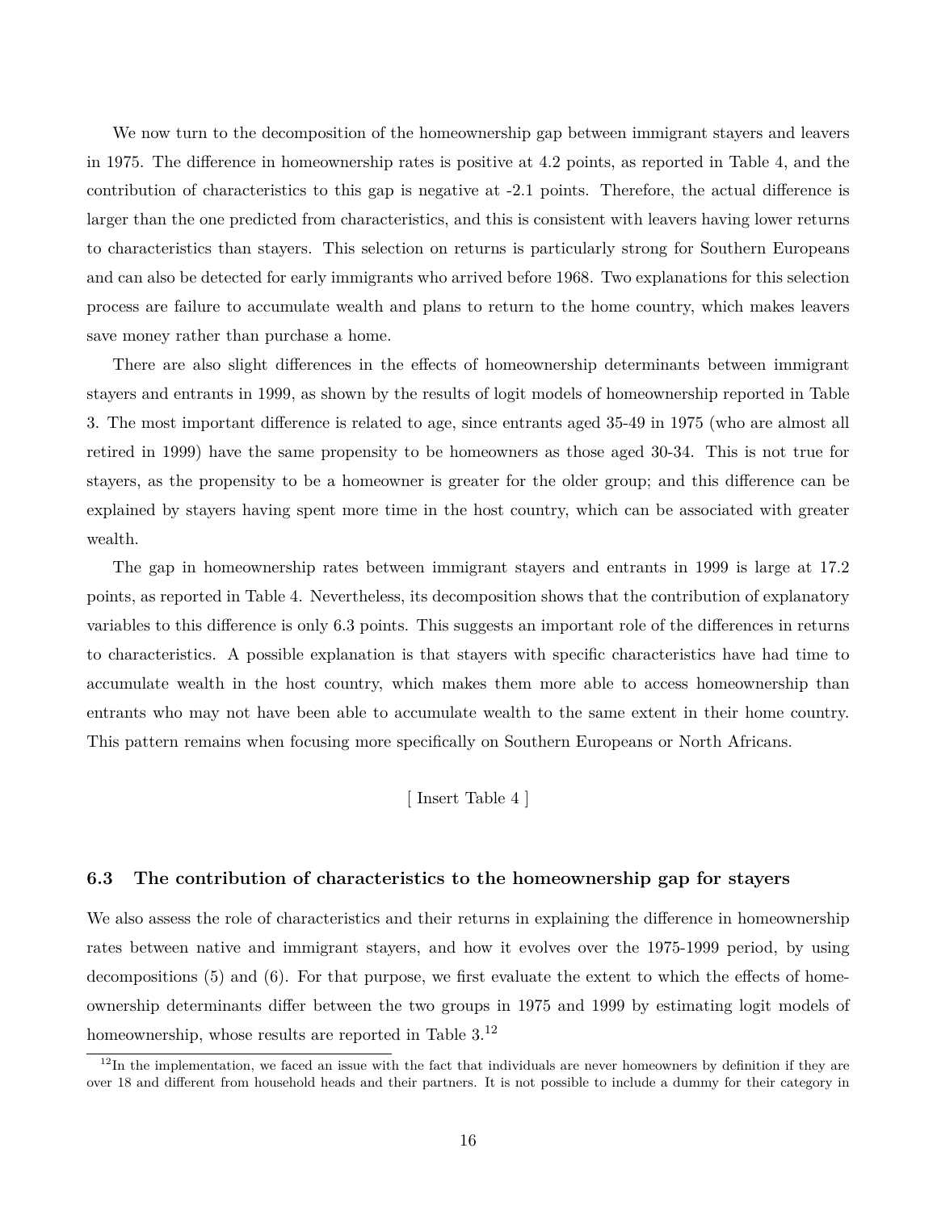We now turn to the decomposition of the homeownership gap between immigrant stayers and leavers in 1975. The difference in homeownership rates is positive at 4.2 points, as reported in Table 4, and the contribution of characteristics to this gap is negative at -2.1 points. Therefore, the actual difference is larger than the one predicted from characteristics, and this is consistent with leavers having lower returns to characteristics than stayers. This selection on returns is particularly strong for Southern Europeans and can also be detected for early immigrants who arrived before 1968. Two explanations for this selection process are failure to accumulate wealth and plans to return to the home country, which makes leavers save money rather than purchase a home.

There are also slight differences in the effects of homeownership determinants between immigrant stayers and entrants in 1999, as shown by the results of logit models of homeownership reported in Table 3. The most important difference is related to age, since entrants aged 35-49 in 1975 (who are almost all retired in 1999) have the same propensity to be homeowners as those aged 30-34. This is not true for stayers, as the propensity to be a homeowner is greater for the older group; and this difference can be explained by stayers having spent more time in the host country, which can be associated with greater wealth.

The gap in homeownership rates between immigrant stayers and entrants in 1999 is large at 17.2 points, as reported in Table 4. Nevertheless, its decomposition shows that the contribution of explanatory variables to this difference is only 6.3 points. This suggests an important role of the differences in returns to characteristics. A possible explanation is that stayers with specific characteristics have had time to accumulate wealth in the host country, which makes them more able to access homeownership than entrants who may not have been able to accumulate wealth to the same extent in their home country. This pattern remains when focusing more specifically on Southern Europeans or North Africans.

[ Insert Table 4 ]

### 6.3 The contribution of characteristics to the homeownership gap for stayers

We also assess the role of characteristics and their returns in explaining the difference in homeownership rates between native and immigrant stayers, and how it evolves over the 1975-1999 period, by using decompositions (5) and (6). For that purpose, we first evaluate the extent to which the effects of homeownership determinants differ between the two groups in 1975 and 1999 by estimating logit models of homeownership, whose results are reported in Table 3.[12]

[12] In the implementation, we faced an issue with the fact that individuals are never homeowners by definition if they are over 18 and different from household heads and their partners. It is not possible to include a dummy for their category in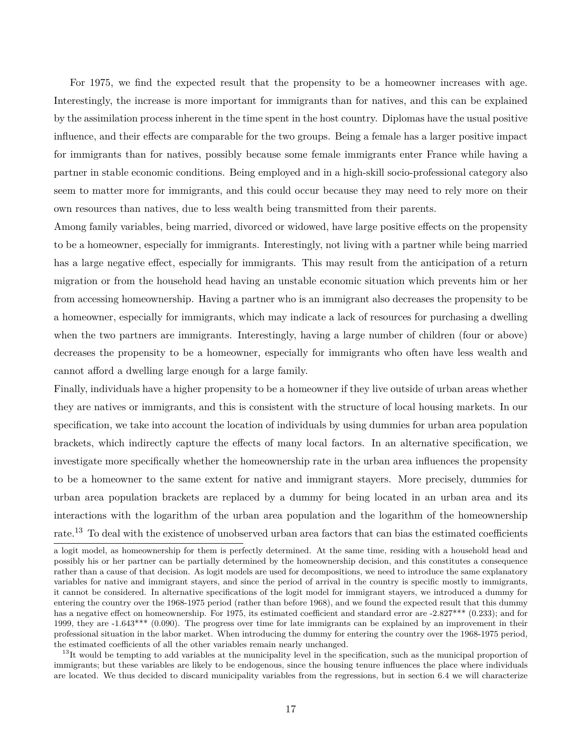For 1975, we find the expected result that the propensity to be a homeowner increases with age. Interestingly, the increase is more important for immigrants than for natives, and this can be explained by the assimilation process inherent in the time spent in the host country. Diplomas have the usual positive influence, and their effects are comparable for the two groups. Being a female has a larger positive impact for immigrants than for natives, possibly because some female immigrants enter France while having a partner in stable economic conditions. Being employed and in a high-skill socio-professional category also seem to matter more for immigrants, and this could occur because they may need to rely more on their own resources than natives, due to less wealth being transmitted from their parents.

Among family variables, being married, divorced or widowed, have large positive effects on the propensity to be a homeowner, especially for immigrants. Interestingly, not living with a partner while being married has a large negative effect, especially for immigrants. This may result from the anticipation of a return migration or from the household head having an unstable economic situation which prevents him or her from accessing homeownership. Having a partner who is an immigrant also decreases the propensity to be a homeowner, especially for immigrants, which may indicate a lack of resources for purchasing a dwelling when the two partners are immigrants. Interestingly, having a large number of children (four or above) decreases the propensity to be a homeowner, especially for immigrants who often have less wealth and cannot afford a dwelling large enough for a large family.

Finally, individuals have a higher propensity to be a homeowner if they live outside of urban areas whether they are natives or immigrants, and this is consistent with the structure of local housing markets. In our specification, we take into account the location of individuals by using dummies for urban area population brackets, which indirectly capture the effects of many local factors. In an alternative specification, we investigate more specifically whether the homeownership rate in the urban area influences the propensity to be a homeowner to the same extent for native and immigrant stayers. More precisely, dummies for urban area population brackets are replaced by a dummy for being located in an urban area and its interactions with the logarithm of the urban area population and the logarithm of the homeownership rate.[13] To deal with the existence of unobserved urban area factors that can bias the estimated coefficients

a logit model, as homeownership for them is perfectly determined. At the same time, residing with a household head and possibly his or her partner can be partially determined by the homeownership decision, and this constitutes a consequence rather than a cause of that decision. As logit models are used for decompositions, we need to introduce the same explanatory variables for native and immigrant stayers, and since the period of arrival in the country is specific mostly to immigrants, it cannot be considered. In alternative specifications of the logit model for immigrant stayers, we introduced a dummy for entering the country over the 1968-1975 period (rather than before 1968), and we found the expected result that this dummy has a negative effect on homeownership. For 1975, its estimated coefficient and standard error are -2.827*** (0.233); and for 1999, they are -1.643*** (0.090). The progress over time for late immigrants can be explained by an improvement in their professional situation in the labor market. When introducing the dummy for entering the country over the 1968-1975 period, the estimated coefficients of all the other variables remain nearly unchanged.

[13] It would be tempting to add variables at the municipality level in the specification, such as the municipal proportion of immigrants; but these variables are likely to be endogenous, since the housing tenure influences the place where individuals are located. We thus decided to discard municipality variables from the regressions, but in section 6.4 we will characterize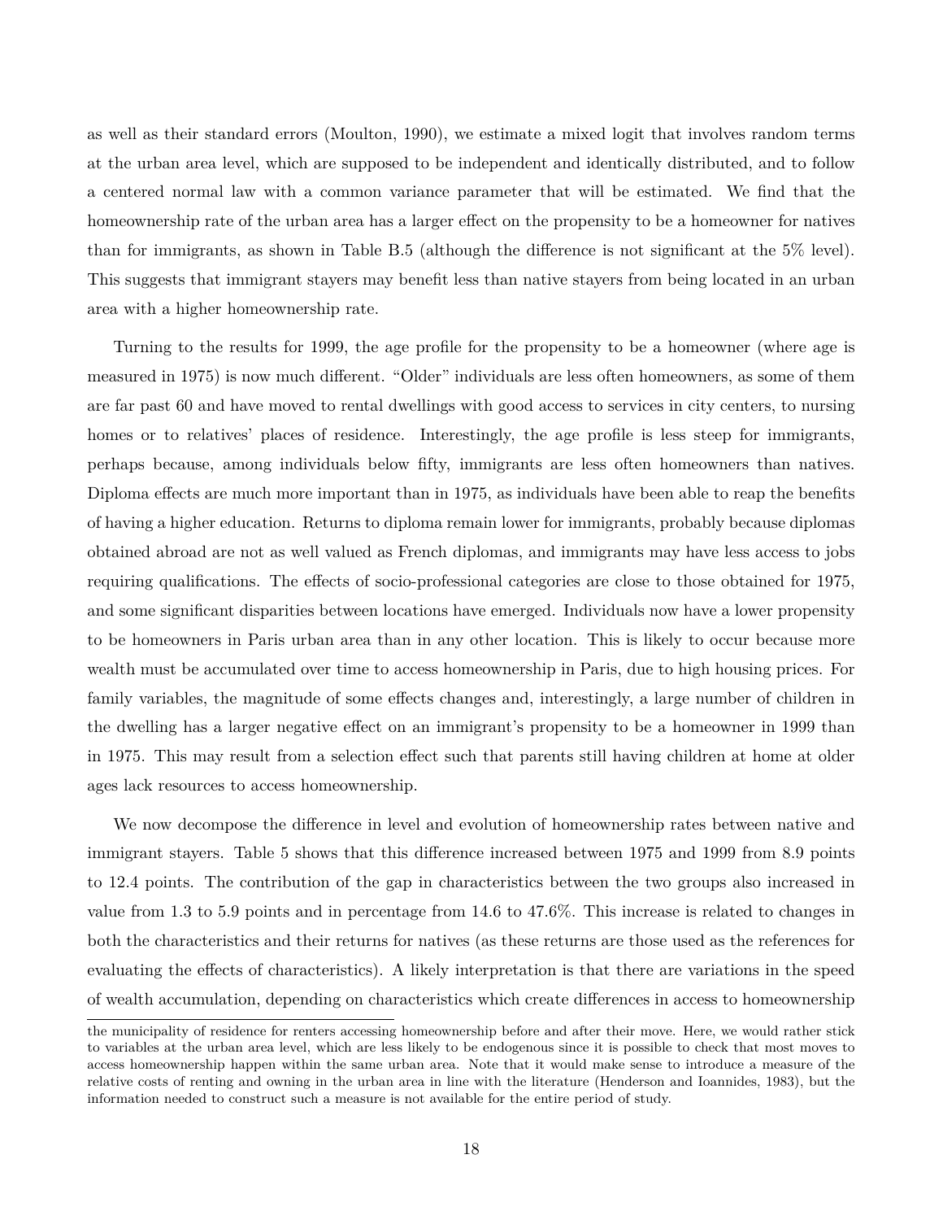as well as their standard errors (Moulton, 1990), we estimate a mixed logit that involves random terms at the urban area level, which are supposed to be independent and identically distributed, and to follow a centered normal law with a common variance parameter that will be estimated. We find that the homeownership rate of the urban area has a larger effect on the propensity to be a homeowner for natives than for immigrants, as shown in Table B.5 (although the difference is not significant at the 5% level). This suggests that immigrant stayers may benefit less than native stayers from being located in an urban area with a higher homeownership rate.

Turning to the results for 1999, the age profile for the propensity to be a homeowner (where age is measured in 1975) is now much different. "Older" individuals are less often homeowners, as some of them are far past 60 and have moved to rental dwellings with good access to services in city centers, to nursing homes or to relatives' places of residence. Interestingly, the age profile is less steep for immigrants, perhaps because, among individuals below fifty, immigrants are less often homeowners than natives. Diploma effects are much more important than in 1975, as individuals have been able to reap the benefits of having a higher education. Returns to diploma remain lower for immigrants, probably because diplomas obtained abroad are not as well valued as French diplomas, and immigrants may have less access to jobs requiring qualifications. The effects of socio-professional categories are close to those obtained for 1975, and some significant disparities between locations have emerged. Individuals now have a lower propensity to be homeowners in Paris urban area than in any other location. This is likely to occur because more wealth must be accumulated over time to access homeownership in Paris, due to high housing prices. For family variables, the magnitude of some effects changes and, interestingly, a large number of children in the dwelling has a larger negative effect on an immigrant's propensity to be a homeowner in 1999 than in 1975. This may result from a selection effect such that parents still having children at home at older ages lack resources to access homeownership.

We now decompose the difference in level and evolution of homeownership rates between native and immigrant stayers. Table 5 shows that this difference increased between 1975 and 1999 from 8.9 points to 12.4 points. The contribution of the gap in characteristics between the two groups also increased in value from 1.3 to 5.9 points and in percentage from 14.6 to 47.6%. This increase is related to changes in both the characteristics and their returns for natives (as these returns are those used as the references for evaluating the effects of characteristics). A likely interpretation is that there are variations in the speed of wealth accumulation, depending on characteristics which create differences in access to homeownership

the municipality of residence for renters accessing homeownership before and after their move. Here, we would rather stick to variables at the urban area level, which are less likely to be endogenous since it is possible to check that most moves to access homeownership happen within the same urban area. Note that it would make sense to introduce a measure of the relative costs of renting and owning in the urban area in line with the literature (Henderson and Ioannides, 1983), but the information needed to construct such a measure is not available for the entire period of study.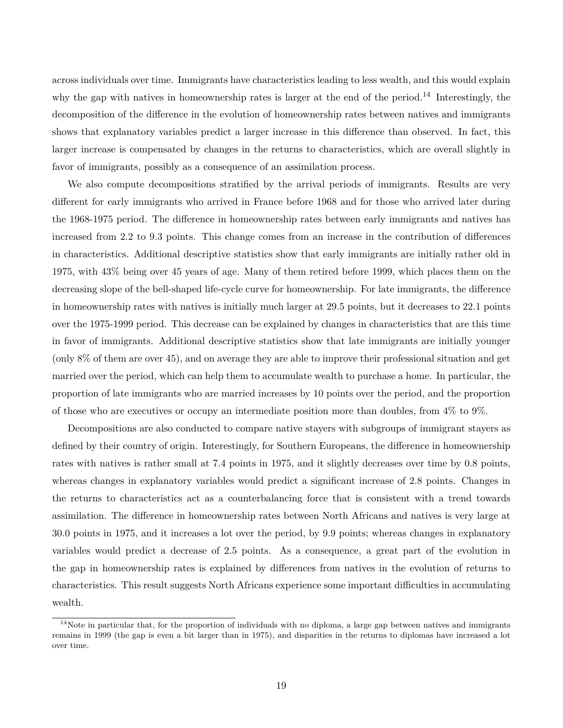across individuals over time. Immigrants have characteristics leading to less wealth, and this would explain why the gap with natives in homeownership rates is larger at the end of the period.[14] Interestingly, the decomposition of the difference in the evolution of homeownership rates between natives and immigrants shows that explanatory variables predict a larger increase in this difference than observed. In fact, this larger increase is compensated by changes in the returns to characteristics, which are overall slightly in favor of immigrants, possibly as a consequence of an assimilation process.

We also compute decompositions stratified by the arrival periods of immigrants. Results are very different for early immigrants who arrived in France before 1968 and for those who arrived later during the 1968-1975 period. The difference in homeownership rates between early immigrants and natives has increased from 2.2 to 9.3 points. This change comes from an increase in the contribution of differences in characteristics. Additional descriptive statistics show that early immigrants are initially rather old in 1975, with 43% being over 45 years of age. Many of them retired before 1999, which places them on the decreasing slope of the bell-shaped life-cycle curve for homeownership. For late immigrants, the difference in homeownership rates with natives is initially much larger at 29.5 points, but it decreases to 22.1 points over the 1975-1999 period. This decrease can be explained by changes in characteristics that are this time in favor of immigrants. Additional descriptive statistics show that late immigrants are initially younger (only 8% of them are over 45), and on average they are able to improve their professional situation and get married over the period, which can help them to accumulate wealth to purchase a home. In particular, the proportion of late immigrants who are married increases by 10 points over the period, and the proportion of those who are executives or occupy an intermediate position more than doubles, from 4% to 9%.

Decompositions are also conducted to compare native stayers with subgroups of immigrant stayers as defined by their country of origin. Interestingly, for Southern Europeans, the difference in homeownership rates with natives is rather small at 7.4 points in 1975, and it slightly decreases over time by 0.8 points, whereas changes in explanatory variables would predict a significant increase of 2.8 points. Changes in the returns to characteristics act as a counterbalancing force that is consistent with a trend towards assimilation. The difference in homeownership rates between North Africans and natives is very large at 30.0 points in 1975, and it increases a lot over the period, by 9.9 points; whereas changes in explanatory variables would predict a decrease of 2.5 points. As a consequence, a great part of the evolution in the gap in homeownership rates is explained by differences from natives in the evolution of returns to characteristics. This result suggests North Africans experience some important difficulties in accumulating wealth.

[14] Note in particular that, for the proportion of individuals with no diploma, a large gap between natives and immigrants remains in 1999 (the gap is even a bit larger than in 1975), and disparities in the returns to diplomas have increased a lot over time.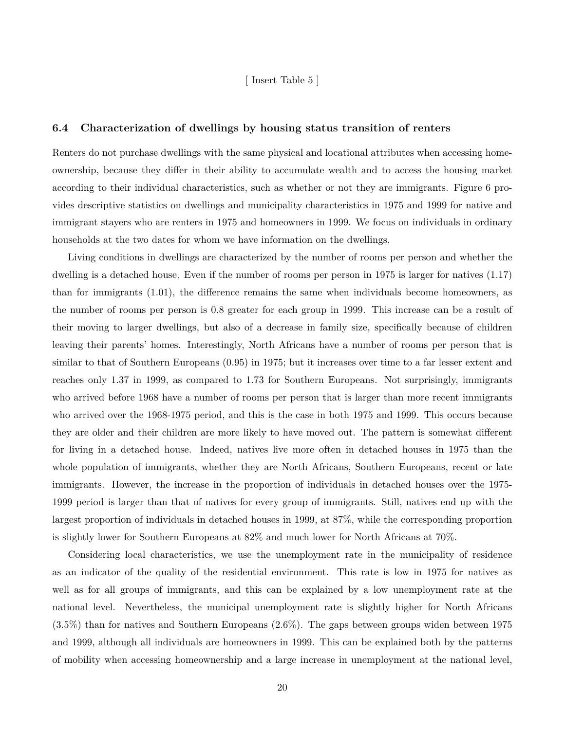[ Insert Table 5 ]

### 6.4 Characterization of dwellings by housing status transition of renters

Renters do not purchase dwellings with the same physical and locational attributes when accessing homeownership, because they differ in their ability to accumulate wealth and to access the housing market according to their individual characteristics, such as whether or not they are immigrants. Figure 6 provides descriptive statistics on dwellings and municipality characteristics in 1975 and 1999 for native and immigrant stayers who are renters in 1975 and homeowners in 1999. We focus on individuals in ordinary households at the two dates for whom we have information on the dwellings.

Living conditions in dwellings are characterized by the number of rooms per person and whether the dwelling is a detached house. Even if the number of rooms per person in 1975 is larger for natives (1.17) than for immigrants (1.01), the difference remains the same when individuals become homeowners, as the number of rooms per person is 0.8 greater for each group in 1999. This increase can be a result of their moving to larger dwellings, but also of a decrease in family size, specifically because of children leaving their parents' homes. Interestingly, North Africans have a number of rooms per person that is similar to that of Southern Europeans (0.95) in 1975; but it increases over time to a far lesser extent and reaches only 1.37 in 1999, as compared to 1.73 for Southern Europeans. Not surprisingly, immigrants who arrived before 1968 have a number of rooms per person that is larger than more recent immigrants who arrived over the 1968-1975 period, and this is the case in both 1975 and 1999. This occurs because they are older and their children are more likely to have moved out. The pattern is somewhat different for living in a detached house. Indeed, natives live more often in detached houses in 1975 than the whole population of immigrants, whether they are North Africans, Southern Europeans, recent or late immigrants. However, the increase in the proportion of individuals in detached houses over the 1975-1999 period is larger than that of natives for every group of immigrants. Still, natives end up with the largest proportion of individuals in detached houses in 1999, at 87%, while the corresponding proportion is slightly lower for Southern Europeans at 82% and much lower for North Africans at 70%.

Considering local characteristics, we use the unemployment rate in the municipality of residence as an indicator of the quality of the residential environment. This rate is low in 1975 for natives as well as for all groups of immigrants, and this can be explained by a low unemployment rate at the national level. Nevertheless, the municipal unemployment rate is slightly higher for North Africans (3.5%) than for natives and Southern Europeans (2.6%). The gaps between groups widen between 1975 and 1999, although all individuals are homeowners in 1999. This can be explained both by the patterns of mobility when accessing homeownership and a large increase in unemployment at the national level,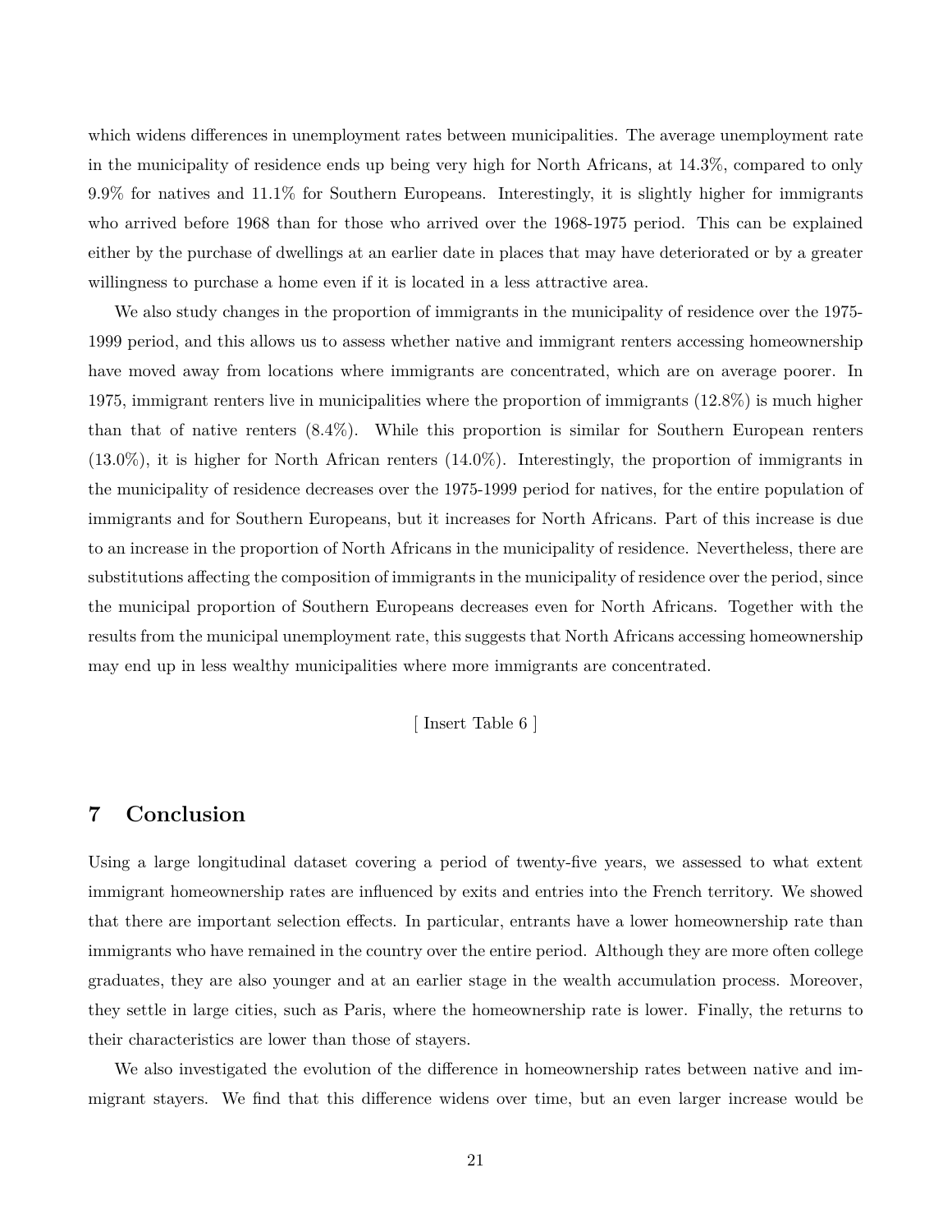which widens differences in unemployment rates between municipalities. The average unemployment rate in the municipality of residence ends up being very high for North Africans, at 14.3%, compared to only 9.9% for natives and 11.1% for Southern Europeans. Interestingly, it is slightly higher for immigrants who arrived before 1968 than for those who arrived over the 1968-1975 period. This can be explained either by the purchase of dwellings at an earlier date in places that may have deteriorated or by a greater willingness to purchase a home even if it is located in a less attractive area.

We also study changes in the proportion of immigrants in the municipality of residence over the 1975-1999 period, and this allows us to assess whether native and immigrant renters accessing homeownership have moved away from locations where immigrants are concentrated, which are on average poorer. In 1975, immigrant renters live in municipalities where the proportion of immigrants (12.8%) is much higher than that of native renters (8.4%). While this proportion is similar for Southern European renters (13.0%), it is higher for North African renters (14.0%). Interestingly, the proportion of immigrants in the municipality of residence decreases over the 1975-1999 period for natives, for the entire population of immigrants and for Southern Europeans, but it increases for North Africans. Part of this increase is due to an increase in the proportion of North Africans in the municipality of residence. Nevertheless, there are substitutions affecting the composition of immigrants in the municipality of residence over the period, since the municipal proportion of Southern Europeans decreases even for North Africans. Together with the results from the municipal unemployment rate, this suggests that North Africans accessing homeownership may end up in less wealthy municipalities where more immigrants are concentrated.

[ Insert Table 6 ]

## 7 Conclusion

Using a large longitudinal dataset covering a period of twenty-five years, we assessed to what extent immigrant homeownership rates are influenced by exits and entries into the French territory. We showed that there are important selection effects. In particular, entrants have a lower homeownership rate than immigrants who have remained in the country over the entire period. Although they are more often college graduates, they are also younger and at an earlier stage in the wealth accumulation process. Moreover, they settle in large cities, such as Paris, where the homeownership rate is lower. Finally, the returns to their characteristics are lower than those of stayers.

We also investigated the evolution of the difference in homeownership rates between native and immigrant stayers. We find that this difference widens over time, but an even larger increase would be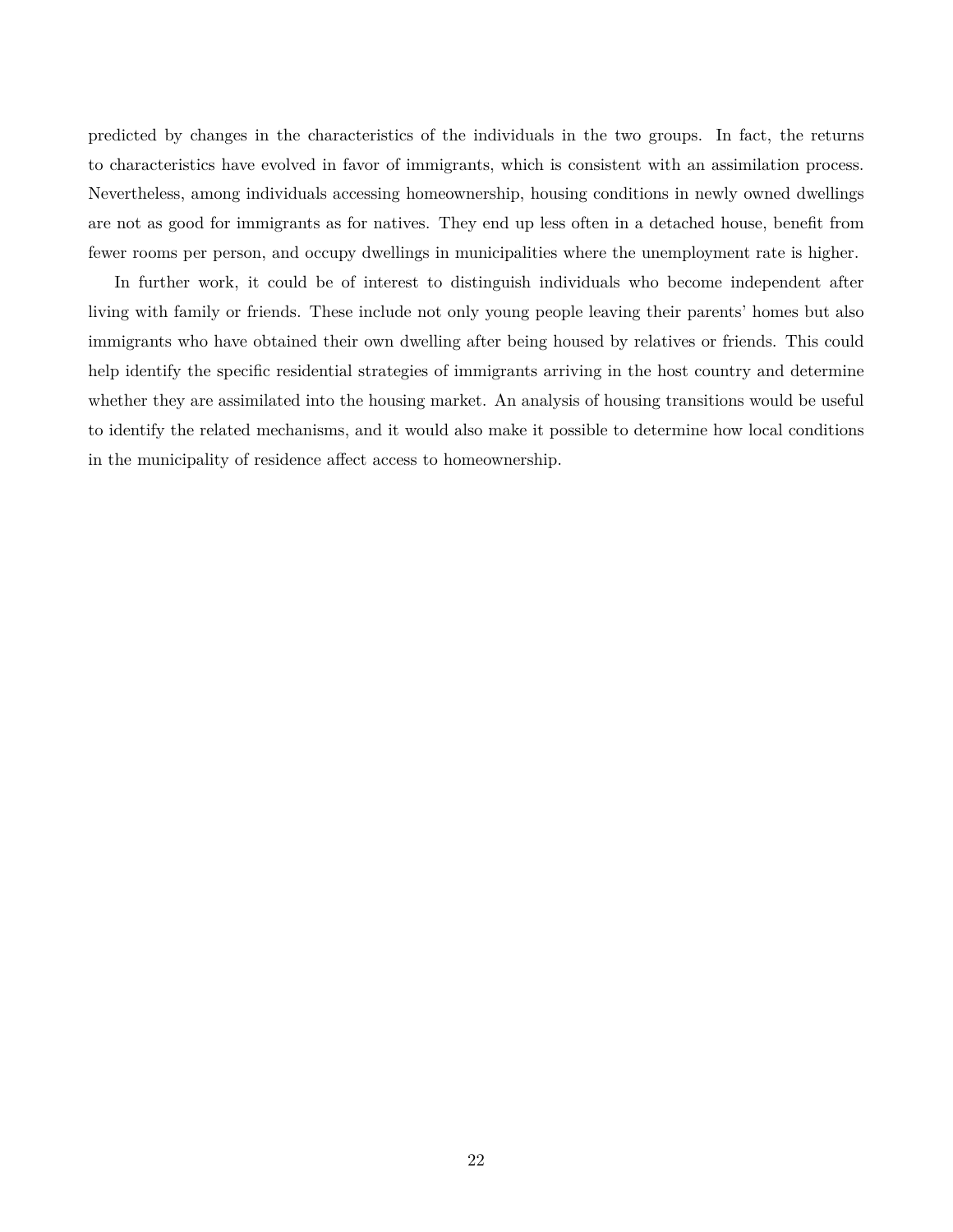predicted by changes in the characteristics of the individuals in the two groups. In fact, the returns to characteristics have evolved in favor of immigrants, which is consistent with an assimilation process. Nevertheless, among individuals accessing homeownership, housing conditions in newly owned dwellings are not as good for immigrants as for natives. They end up less often in a detached house, benefit from fewer rooms per person, and occupy dwellings in municipalities where the unemployment rate is higher.

In further work, it could be of interest to distinguish individuals who become independent after living with family or friends. These include not only young people leaving their parents' homes but also immigrants who have obtained their own dwelling after being housed by relatives or friends. This could help identify the specific residential strategies of immigrants arriving in the host country and determine whether they are assimilated into the housing market. An analysis of housing transitions would be useful to identify the related mechanisms, and it would also make it possible to determine how local conditions in the municipality of residence affect access to homeownership.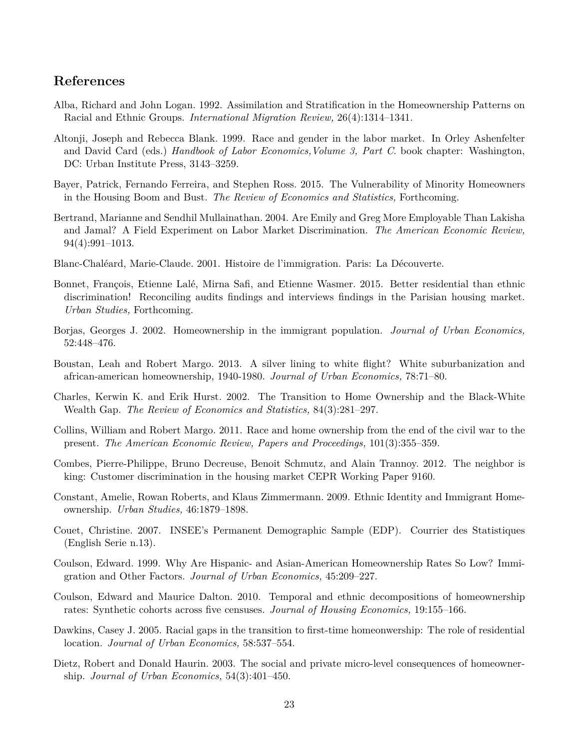## References

Alba, Richard and John Logan. 1992. Assimilation and Stratification in the Homeownership Patterns on Racial and Ethnic Groups. *International Migration Review,* 26(4):1314–1341.

Altonji, Joseph and Rebecca Blank. 1999. Race and gender in the labor market. In Orley Ashenfelter and David Card (eds.) *Handbook of Labor Economics,Volume 3, Part C*. book chapter: Washington, DC: Urban Institute Press, 3143–3259.

Bayer, Patrick, Fernando Ferreira, and Stephen Ross. 2015. The Vulnerability of Minority Homeowners in the Housing Boom and Bust. *The Review of Economics and Statistics,* Forthcoming.

Bertrand, Marianne and Sendhil Mullainathan. 2004. Are Emily and Greg More Employable Than Lakisha and Jamal? A Field Experiment on Labor Market Discrimination. *The American Economic Review,* 94(4):991–1013.

Blanc-Chaléard, Marie-Claude. 2001. Histoire de l'immigration. Paris: La Découverte.

Bonnet, François, Etienne Lalé, Mirna Safi, and Etienne Wasmer. 2015. Better residential than ethnic discrimination! Reconciling audits findings and interviews findings in the Parisian housing market. *Urban Studies,* Forthcoming.

Borjas, Georges J. 2002. Homeownership in the immigrant population. *Journal of Urban Economics,* 52:448–476.

Boustan, Leah and Robert Margo. 2013. A silver lining to white flight? White suburbanization and african-american homeownership, 1940-1980. *Journal of Urban Economics,* 78:71–80.

Charles, Kerwin K. and Erik Hurst. 2002. The Transition to Home Ownership and the Black-White Wealth Gap. *The Review of Economics and Statistics,* 84(3):281–297.

Collins, William and Robert Margo. 2011. Race and home ownership from the end of the civil war to the present. *The American Economic Review, Papers and Proceedings,* 101(3):355–359.

Combes, Pierre-Philippe, Bruno Decreuse, Benoit Schmutz, and Alain Trannoy. 2012. The neighbor is king: Customer discrimination in the housing market CEPR Working Paper 9160.

Constant, Amelie, Rowan Roberts, and Klaus Zimmermann. 2009. Ethnic Identity and Immigrant Homeownership. *Urban Studies,* 46:1879–1898.

Couet, Christine. 2007. INSEE's Permanent Demographic Sample (EDP). Courrier des Statistiques (English Serie n.13).

Coulson, Edward. 1999. Why Are Hispanic- and Asian-American Homeownership Rates So Low? Immigration and Other Factors. *Journal of Urban Economics,* 45:209–227.

Coulson, Edward and Maurice Dalton. 2010. Temporal and ethnic decompositions of homeownership rates: Synthetic cohorts across five censuses. *Journal of Housing Economics,* 19:155–166.

Dawkins, Casey J. 2005. Racial gaps in the transition to first-time homeonwership: The role of residential location. *Journal of Urban Economics,* 58:537–554.

Dietz, Robert and Donald Haurin. 2003. The social and private micro-level consequences of homeownership. *Journal of Urban Economics,* 54(3):401–450.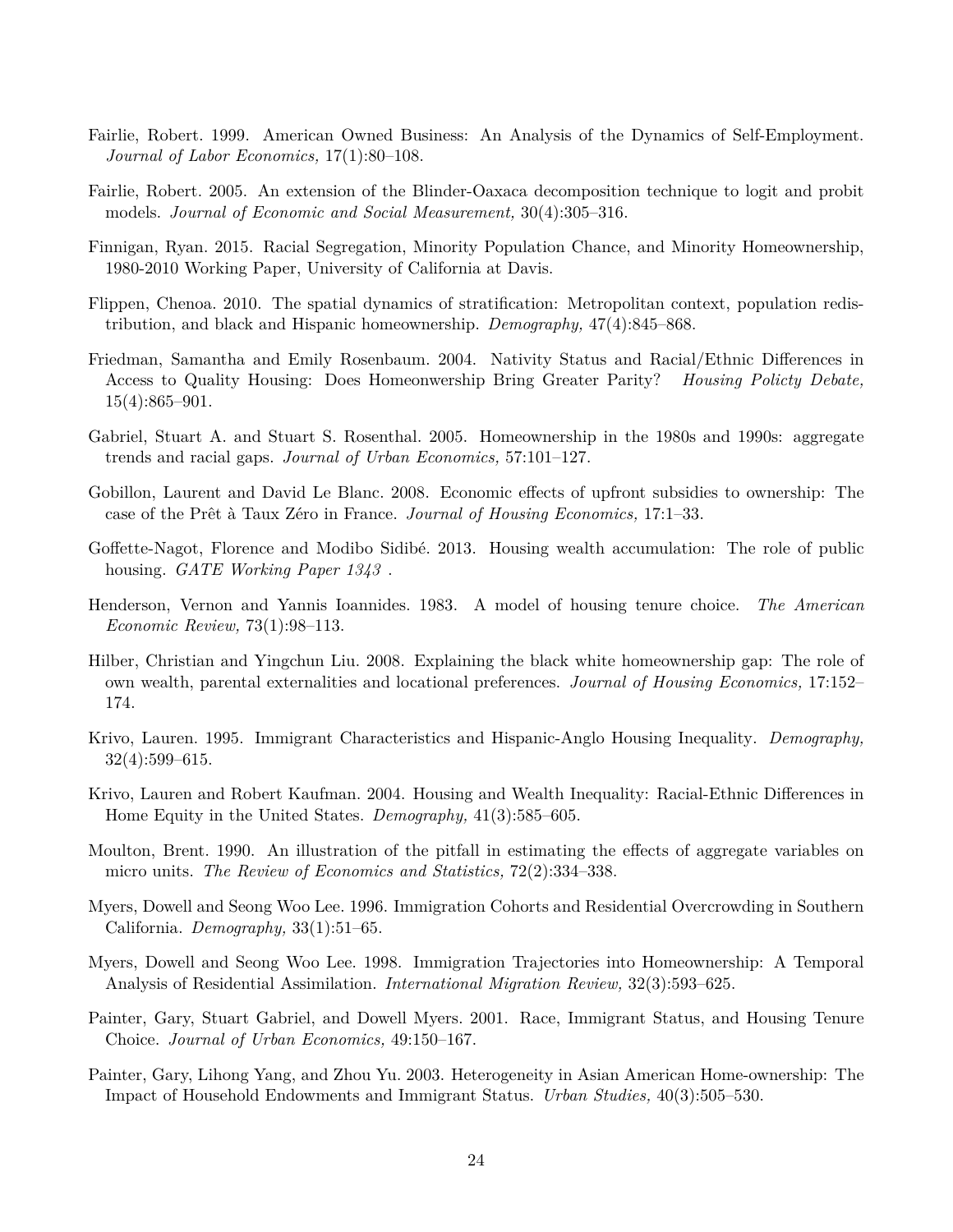Fairlie, Robert. 1999. American Owned Business: An Analysis of the Dynamics of Self-Employment. *Journal of Labor Economics,* 17(1):80–108.

Fairlie, Robert. 2005. An extension of the Blinder-Oaxaca decomposition technique to logit and probit models. *Journal of Economic and Social Measurement,* 30(4):305–316.

Finnigan, Ryan. 2015. Racial Segregation, Minority Population Chance, and Minority Homeownership, 1980-2010 Working Paper, University of California at Davis.

Flippen, Chenoa. 2010. The spatial dynamics of stratification: Metropolitan context, population redistribution, and black and Hispanic homeownership. *Demography,* 47(4):845–868.

Friedman, Samantha and Emily Rosenbaum. 2004. Nativity Status and Racial/Ethnic Differences in Access to Quality Housing: Does Homeonwership Bring Greater Parity? *Housing Policty Debate,* 15(4):865–901.

Gabriel, Stuart A. and Stuart S. Rosenthal. 2005. Homeownership in the 1980s and 1990s: aggregate trends and racial gaps. *Journal of Urban Economics,* 57:101–127.

Gobillon, Laurent and David Le Blanc. 2008. Economic effects of upfront subsidies to ownership: The case of the Prêt à Taux Zéro in France. *Journal of Housing Economics,* 17:1–33.

Goffette-Nagot, Florence and Modibo Sidibé. 2013. Housing wealth accumulation: The role of public housing. *GATE Working Paper 1343* .

Henderson, Vernon and Yannis Ioannides. 1983. A model of housing tenure choice. *The American Economic Review,* 73(1):98–113.

Hilber, Christian and Yingchun Liu. 2008. Explaining the black white homeownership gap: The role of own wealth, parental externalities and locational preferences. *Journal of Housing Economics,* 17:152–174.

Krivo, Lauren. 1995. Immigrant Characteristics and Hispanic-Anglo Housing Inequality. *Demography,* 32(4):599–615.

Krivo, Lauren and Robert Kaufman. 2004. Housing and Wealth Inequality: Racial-Ethnic Differences in Home Equity in the United States. *Demography,* 41(3):585–605.

Moulton, Brent. 1990. An illustration of the pitfall in estimating the effects of aggregate variables on micro units. *The Review of Economics and Statistics,* 72(2):334–338.

Myers, Dowell and Seong Woo Lee. 1996. Immigration Cohorts and Residential Overcrowding in Southern California. *Demography,* 33(1):51–65.

Myers, Dowell and Seong Woo Lee. 1998. Immigration Trajectories into Homeownership: A Temporal Analysis of Residential Assimilation. *International Migration Review,* 32(3):593–625.

Painter, Gary, Stuart Gabriel, and Dowell Myers. 2001. Race, Immigrant Status, and Housing Tenure Choice. *Journal of Urban Economics,* 49:150–167.

Painter, Gary, Lihong Yang, and Zhou Yu. 2003. Heterogeneity in Asian American Home-ownership: The Impact of Household Endowments and Immigrant Status. *Urban Studies,* 40(3):505–530.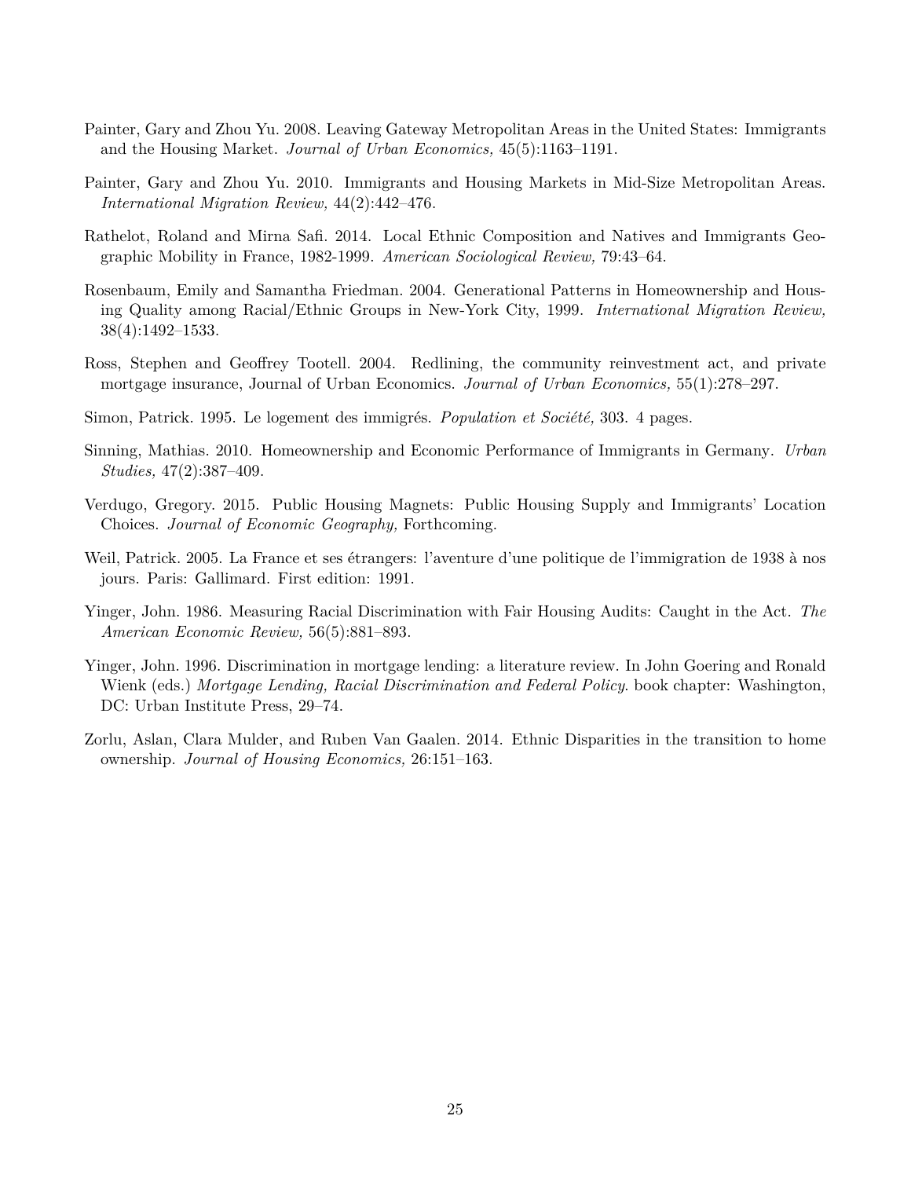Painter, Gary and Zhou Yu. 2008. Leaving Gateway Metropolitan Areas in the United States: Immigrants and the Housing Market. *Journal of Urban Economics,* 45(5):1163–1191.

Painter, Gary and Zhou Yu. 2010. Immigrants and Housing Markets in Mid-Size Metropolitan Areas. *International Migration Review,* 44(2):442–476.

Rathelot, Roland and Mirna Safi. 2014. Local Ethnic Composition and Natives and Immigrants Geographic Mobility in France, 1982-1999. *American Sociological Review,* 79:43–64.

Rosenbaum, Emily and Samantha Friedman. 2004. Generational Patterns in Homeownership and Housing Quality among Racial/Ethnic Groups in New-York City, 1999. *International Migration Review,* 38(4):1492–1533.

Ross, Stephen and Geoffrey Tootell. 2004. Redlining, the community reinvestment act, and private mortgage insurance, Journal of Urban Economics. *Journal of Urban Economics,* 55(1):278–297.

Simon, Patrick. 1995. Le logement des immigrés. *Population et Société,* 303. 4 pages.

Sinning, Mathias. 2010. Homeownership and Economic Performance of Immigrants in Germany. *Urban Studies,* 47(2):387–409.

Verdugo, Gregory. 2015. Public Housing Magnets: Public Housing Supply and Immigrants' Location Choices. *Journal of Economic Geography,* Forthcoming.

Weil, Patrick. 2005. La France et ses étrangers: l'aventure d'une politique de l'immigration de 1938 à nos jours. Paris: Gallimard. First edition: 1991.

Yinger, John. 1986. Measuring Racial Discrimination with Fair Housing Audits: Caught in the Act. *The American Economic Review,* 56(5):881–893.

Yinger, John. 1996. Discrimination in mortgage lending: a literature review. In John Goering and Ronald Wienk (eds.) *Mortgage Lending, Racial Discrimination and Federal Policy*. book chapter: Washington, DC: Urban Institute Press, 29–74.

Zorlu, Aslan, Clara Mulder, and Ruben Van Gaalen. 2014. Ethnic Disparities in the transition to home ownership. *Journal of Housing Economics,* 26:151–163.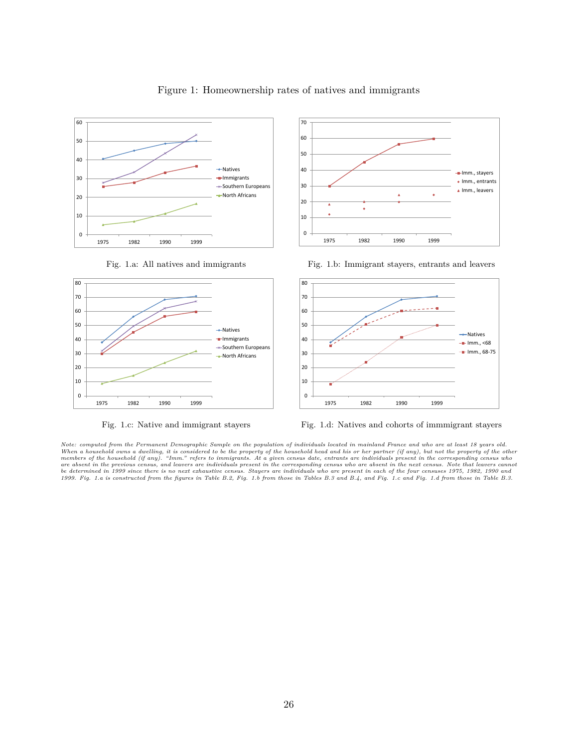Figure 1: Homeownership rates of natives and immigrants

Fig. 1.a: All natives and immigrants

Fig. 1.b: Immigrant stayers, entrants and leavers

Fig. 1.c: Native and immigrant stayers

Fig. 1.d: Natives and cohorts of immmigrant stayers

*Note: computed from the Permanent Demographic Sample on the population of individuals located in mainland France and who are at least 18 years old. When a household owns a dwelling, it is considered to be the property of the household head and his or her partner (if any), but not the property of the other members of the household (if any). "Imm." refers to immigrants. At a given census date, entrants are individuals present in the corresponding census who are absent in the previous census, and leavers are individuals present in the corresponding census who are absent in the next census. Note that leavers cannot be determined in 1999 since there is no next exhaustive census. Stayers are individuals who are present in each of the four censuses 1975, 1982, 1990 and 1999. Fig. 1.a is constructed from the figures in Table B.2, Fig. 1.b from those in Tables B.3 and B.4, and Fig. 1.c and Fig. 1.d from those in Table B.3.*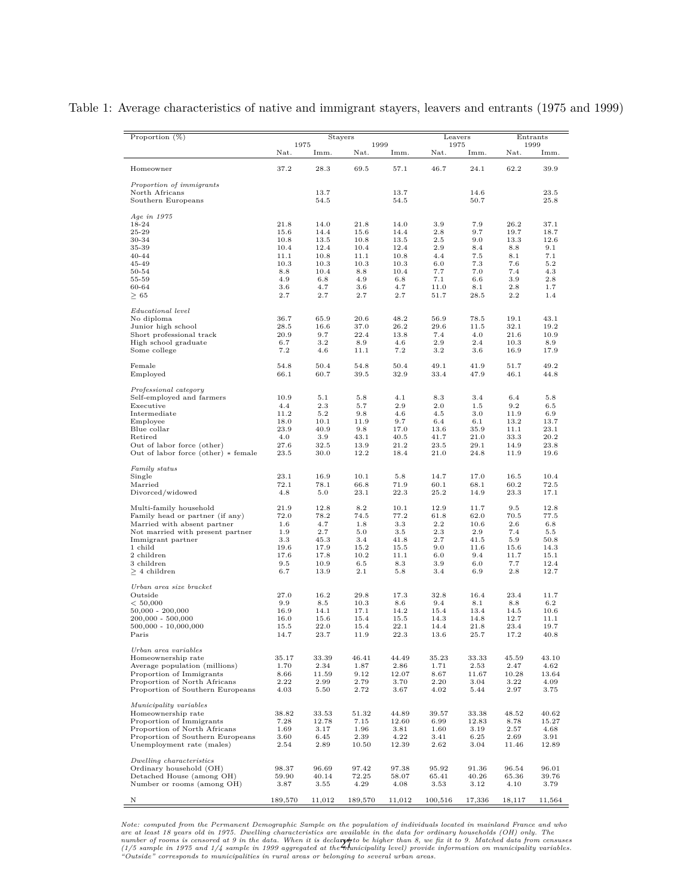Table 1: Average characteristics of native and immigrant stayers, leavers and entrants (1975 and 1999)

| Proportion (%) | Stayers | | | | Leavers | | Entrants | |
|---|---|---|---|---|---|---|---|---|
| | 1975 | | 1999 | | 1975 | | 1999 | |
| | Nat. | Imm. | Nat. | Imm. | Nat. | Imm. | Nat. | Imm. |
| Homeowner | 37.2 | 28.3 | 69.5 | 57.1 | 46.7 | 24.1 | 62.2 | 39.9 |
| *Proportion of immigrants* | | | | | | | | |
| North Africans | | 13.7 | | 13.7 | | 14.6 | | 23.5 |
| Southern Europeans | | 54.5 | | 54.5 | | 50.7 | | 25.8 |
| *Age in 1975* | | | | | | | | |
| 18-24 | 21.8 | 14.0 | 21.8 | 14.0 | 3.9 | 7.9 | 26.2 | 37.1 |
| 25-29 | 15.6 | 14.4 | 15.6 | 14.4 | 2.8 | 9.7 | 19.7 | 18.7 |
| 30-34 | 10.8 | 13.5 | 10.8 | 13.5 | 2.5 | 9.0 | 13.3 | 12.6 |
| 35-39 | 10.4 | 12.4 | 10.4 | 12.4 | 2.9 | 8.4 | 8.8 | 9.1 |
| 40-44 | 11.1 | 10.8 | 11.1 | 10.8 | 4.4 | 7.5 | 8.1 | 7.1 |
| 45-49 | 10.3 | 10.3 | 10.3 | 10.3 | 6.0 | 7.3 | 7.6 | 5.2 |
| 50-54 | 8.8 | 10.4 | 8.8 | 10.4 | 7.7 | 7.0 | 7.4 | 4.3 |
| 55-59 | 4.9 | 6.8 | 4.9 | 6.8 | 7.1 | 6.6 | 3.9 | 2.8 |
| 60-64 | 3.6 | 4.7 | 3.6 | 4.7 | 11.0 | 8.1 | 2.8 | 1.7 |
| $\geq 65$ | 2.7 | 2.7 | 2.7 | 2.7 | 51.7 | 28.5 | 2.2 | 1.4 |
| *Educational level* | | | | | | | | |
| No diploma | 36.7 | 65.9 | 20.6 | 48.2 | 56.9 | 78.5 | 19.1 | 43.1 |
| Junior high school | 28.5 | 16.6 | 37.0 | 26.2 | 29.6 | 11.5 | 32.1 | 19.2 |
| Short professional track | 20.9 | 9.7 | 22.4 | 13.8 | 7.4 | 4.0 | 21.6 | 10.9 |
| High school graduate | 6.7 | 3.2 | 8.9 | 4.6 | 2.9 | 2.4 | 10.3 | 8.9 |
| Some college | 7.2 | 4.6 | 11.1 | 7.2 | 3.2 | 3.6 | 16.9 | 17.9 |
| Female | 54.8 | 50.4 | 54.8 | 50.4 | 49.1 | 41.9 | 51.7 | 49.2 |
| Employed | 66.1 | 60.7 | 39.5 | 32.9 | 33.4 | 47.9 | 46.1 | 44.8 |
| *Professional category* | | | | | | | | |
| Self-employed and farmers | 10.9 | 5.1 | 5.8 | 4.1 | 8.3 | 3.4 | 6.4 | 5.8 |
| Executive | 4.4 | 2.3 | 5.7 | 2.9 | 2.0 | 1.5 | 9.2 | 6.5 |
| Intermediate | 11.2 | 5.2 | 9.8 | 4.6 | 4.5 | 3.0 | 11.9 | 6.9 |
| Employee | 18.0 | 10.1 | 11.9 | 9.7 | 6.4 | 6.1 | 13.2 | 13.7 |
| Blue collar | 23.9 | 40.9 | 9.8 | 17.0 | 13.6 | 35.9 | 11.1 | 23.1 |
| Retired | 4.0 | 3.9 | 43.1 | 40.5 | 41.7 | 21.0 | 33.3 | 20.2 |
| Out of labor force (other) | 27.6 | 32.5 | 13.9 | 21.2 | 23.5 | 29.1 | 14.9 | 23.8 |
| Out of labor force (other) * female | 23.5 | 30.0 | 12.2 | 18.4 | 21.0 | 24.8 | 11.9 | 19.6 |
| *Family status* | | | | | | | | |
| Single | 23.1 | 16.9 | 10.1 | 5.8 | 14.7 | 17.0 | 16.5 | 10.4 |
| Married | 72.1 | 78.1 | 66.8 | 71.9 | 60.1 | 68.1 | 60.2 | 72.5 |
| Divorced/widowed | 4.8 | 5.0 | 23.1 | 22.3 | 25.2 | 14.9 | 23.3 | 17.1 |
| Multi-family household | 21.9 | 12.8 | 8.2 | 10.1 | 12.9 | 11.7 | 9.5 | 12.8 |
| Family head or partner (if any) | 72.0 | 78.2 | 74.5 | 77.2 | 61.8 | 62.0 | 70.5 | 77.5 |
| Married with absent partner | 1.6 | 4.7 | 1.8 | 3.3 | 2.2 | 10.6 | 2.6 | 6.8 |
| Not married with present partner | 1.9 | 2.7 | 5.0 | 3.5 | 2.3 | 2.9 | 7.4 | 5.5 |
| Immigrant partner | 3.3 | 45.3 | 3.4 | 41.8 | 2.7 | 41.5 | 5.9 | 50.8 |
| 1 child | 19.6 | 17.9 | 15.2 | 15.5 | 9.0 | 11.6 | 15.6 | 14.3 |
| 2 children | 17.6 | 17.8 | 10.2 | 11.1 | 6.0 | 9.4 | 11.7 | 15.1 |
| 3 children | 9.5 | 10.9 | 6.5 | 8.3 | 3.9 | 6.0 | 7.7 | 12.4 |
| $\geq 4$ children | 6.7 | 13.9 | 2.1 | 5.8 | 3.4 | 6.9 | 2.8 | 12.7 |
| *Urban area size bracket* | | | | | | | | |
| Outside | 27.0 | 16.2 | 29.8 | 17.3 | 32.8 | 16.4 | 23.4 | 11.7 |
| < 50,000 | 9.9 | 8.5 | 10.3 | 8.6 | 9.4 | 8.1 | 8.8 | 6.2 |
| 50,000 - 200,000 | 16.9 | 14.1 | 17.1 | 14.2 | 15.4 | 13.4 | 14.5 | 10.6 |
| 200,000 - 500,000 | 16.0 | 15.6 | 15.4 | 15.5 | 14.3 | 14.8 | 12.7 | 11.1 |
| 500,000 - 10,000,000 | 15.5 | 22.0 | 15.4 | 22.1 | 14.4 | 21.8 | 23.4 | 19.7 |
| Paris | 14.7 | 23.7 | 11.9 | 22.3 | 13.6 | 25.7 | 17.2 | 40.8 |
| *Urban area variables* | | | | | | | | |
| Homeownership rate | 35.17 | 33.39 | 46.41 | 44.49 | 35.23 | 33.33 | 45.59 | 43.10 |
| Average population (millions) | 1.70 | 2.34 | 1.87 | 2.86 | 1.71 | 2.53 | 2.47 | 4.62 |
| Proportion of Immigrants | 8.66 | 11.59 | 9.12 | 12.07 | 8.67 | 11.67 | 10.28 | 13.64 |
| Proportion of North Africans | 2.22 | 2.99 | 2.79 | 3.70 | 2.20 | 3.04 | 3.22 | 4.09 |
| Proportion of Southern Europeans | 4.03 | 5.50 | 2.72 | 3.67 | 4.02 | 5.44 | 2.97 | 3.75 |
| *Municipality variables* | | | | | | | | |
| Homeownership rate | 38.82 | 33.53 | 51.32 | 44.89 | 39.57 | 33.38 | 48.52 | 40.62 |
| Proportion of Immigrants | 7.28 | 12.78 | 7.15 | 12.60 | 6.99 | 12.83 | 8.78 | 15.27 |
| Proportion of North Africans | 1.69 | 3.17 | 1.96 | 3.81 | 1.60 | 3.19 | 2.57 | 4.68 |
| Proportion of Southern Europeans | 3.60 | 6.45 | 2.39 | 4.22 | 3.41 | 6.25 | 2.69 | 3.91 |
| Unemployment rate (males) | 2.54 | 2.89 | 10.50 | 12.39 | 2.62 | 3.04 | 11.46 | 12.89 |
| *Dwelling characteristics* | | | | | | | | |
| Ordinary household (OH) | 98.37 | 96.69 | 97.42 | 97.38 | 95.92 | 91.36 | 96.54 | 96.01 |
| Detached House (among OH) | 59.90 | 40.14 | 72.25 | 58.07 | 65.41 | 40.26 | 65.36 | 39.76 |
| Number or rooms (among OH) | 3.87 | 3.55 | 4.29 | 4.08 | 3.53 | 3.12 | 4.10 | 3.79 |
| N | 189,570 | 11,012 | 189,570 | 11,012 | 100,516 | 17,336 | 18,117 | 11,564 |

*Note: computed from the Permanent Demographic Sample on the population of individuals located in mainland France and who are at least 18 years old in 1975. Dwelling characteristics are available in the data for ordinary households (OH) only. The number of rooms is censored at 9 in the data. When it is declared to be higher than 8, we fix it to 9. Matched data from censuses (1/5 sample in 1975 and 1/4 sample in 1999 aggregated at the municipality level) provide information on municipality variables. "Outside" corresponds to municipalities in rural areas or belonging to several urban areas.*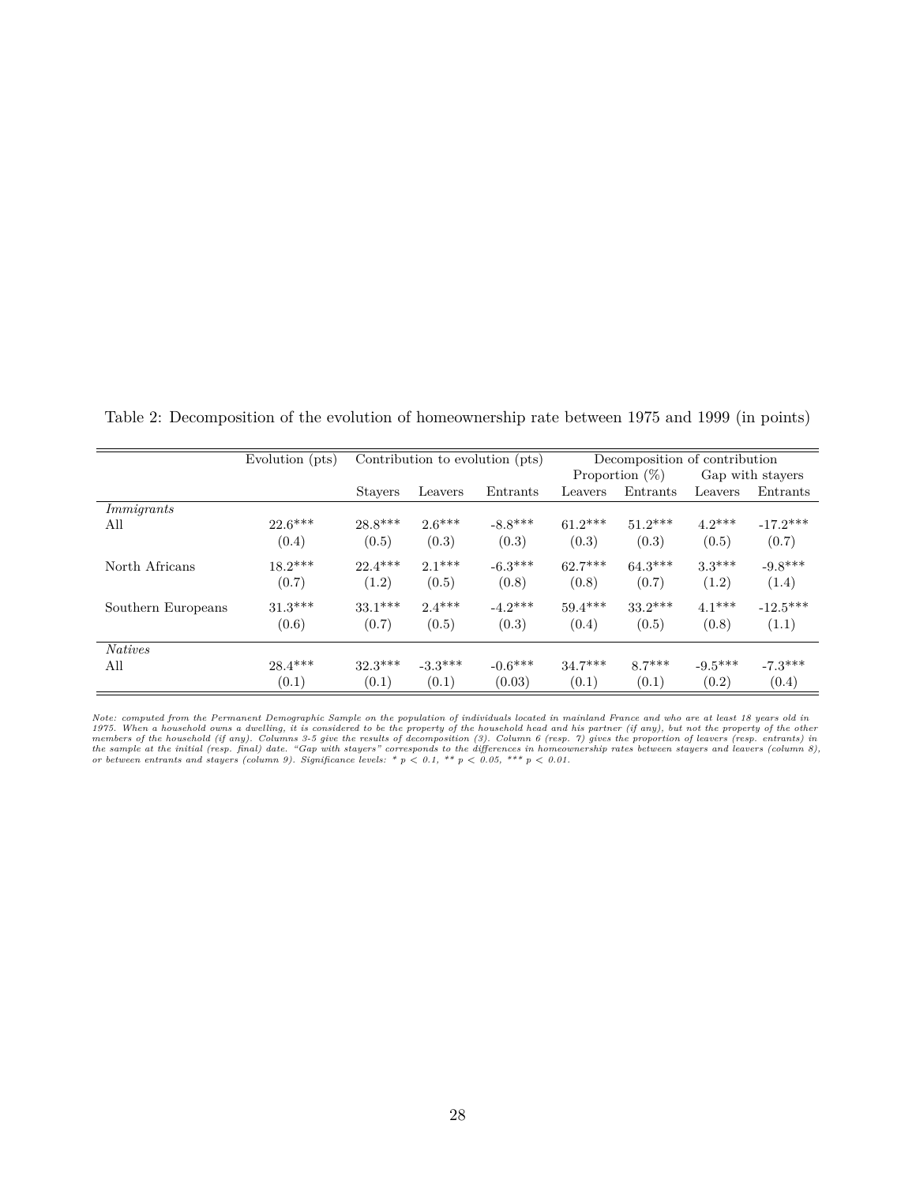Table 2: Decomposition of the evolution of homeownership rate between 1975 and 1999 (in points)

| | Evolution (pts) | Contribution to evolution (pts) | | | Decomposition of contribution | | | |
|---|---|---|---|---|---|---|---|---|
| | | | | | Proportion (%) | | Gap with stayers | |
| | | Stayers | Leavers | Entrants | Leavers | Entrants | Leavers | Entrants |
| *Immigrants* | | | | | | | | |
| All | 22.6*** | 28.8*** | 2.6*** | -8.8*** | 61.2*** | 51.2*** | 4.2*** | -17.2*** |
| | (0.4) | (0.5) | (0.3) | (0.3) | (0.3) | (0.3) | (0.5) | (0.7) |
| North Africans | 18.2*** | 22.4*** | 2.1*** | -6.3*** | 62.7*** | 64.3*** | 3.3*** | -9.8*** |
| | (0.7) | (1.2) | (0.5) | (0.8) | (0.8) | (0.7) | (1.2) | (1.4) |
| Southern Europeans | 31.3*** | 33.1*** | 2.4*** | -4.2*** | 59.4*** | 33.2*** | 4.1*** | -12.5*** |
| | (0.6) | (0.7) | (0.5) | (0.3) | (0.4) | (0.5) | (0.8) | (1.1) |
| *Natives* | | | | | | | | |
| All | 28.4*** | 32.3*** | -3.3*** | -0.6*** | 34.7*** | 8.7*** | -9.5*** | -7.3*** |
| | (0.1) | (0.1) | (0.1) | (0.03) | (0.1) | (0.1) | (0.2) | (0.4) |

*Note: computed from the Permanent Demographic Sample on the population of individuals located in mainland France and who are at least 18 years old in 1975. When a household owns a dwelling, it is considered to be the property of the household head and his partner (if any), but not the property of the other members of the household (if any). Columns 3-5 give the results of decomposition (3). Column 6 (resp. 7) gives the proportion of leavers (resp. entrants) in the sample at the initial (resp. final) date. "Gap with stayers" corresponds to the differences in homeownership rates between stayers and leavers (column 8), or between entrants and stayers (column 9). Significance levels: * $p < 0.1$, ** $p < 0.05$, *** $p < 0.01$.*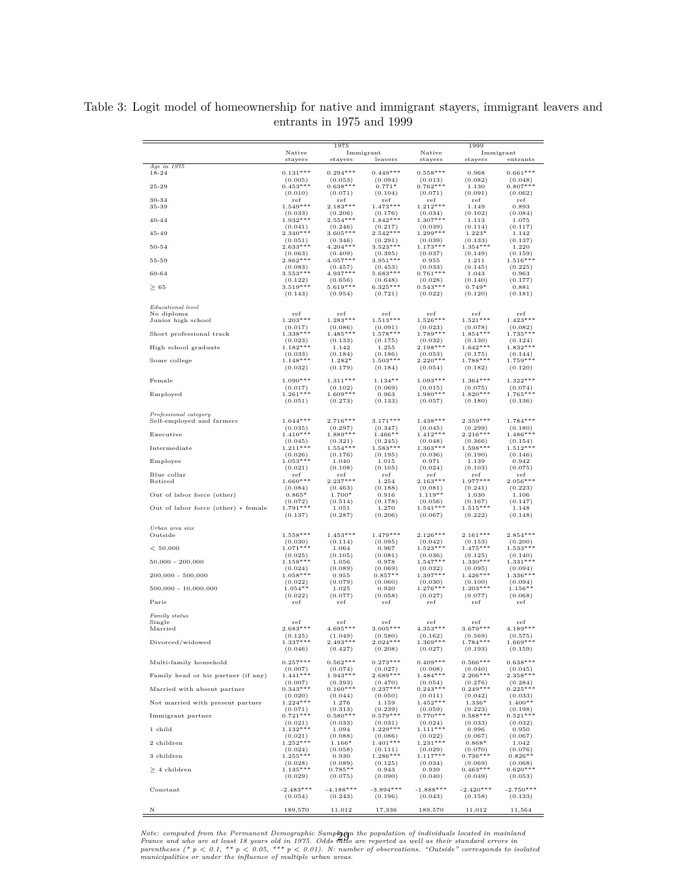Table 3: Logit model of homeownership for native and immigrant stayers, immigrant leavers and entrants in 1975 and 1999

| | 1975 | | | 1999 | | |
|---|---|---|---|---|---|---|
| | Native | Immigrant | | Native | Immigrant | |
| | stayers | stayers | leavers | stayers | stayers | entrants |
| *Age in 1975* | | | | | | |
| 18-24 | 0.131*** | 0.294*** | 0.449*** | 0.558*** | 0.968 | 0.661*** |
| | (0.005) | (0.053) | (0.094) | (0.013) | (0.082) | (0.048) |
| 25-29 | 0.453*** | 0.638*** | 0.771* | 0.762*** | 1.130 | 0.807*** |
| | (0.010) | (0.071) | (0.104) | (0.071) | (0.091) | (0.062) |
| 30-34 | ref | ref | ref | ref | ref | ref |
| 35-39 | 1.549*** | 2.183*** | 1.473*** | 1.212*** | 1.149 | 0.893 |
| | (0.033) | (0.206) | (0.176) | (0.034) | (0.102) | (0.084) |
| 40-44 | 1.932*** | 2.554*** | 1.842*** | 1.307*** | 1.113 | 1.075 |
| | (0.041) | (0.246) | (0.217) | (0.039) | (0.114) | (0.117) |
| 45-49 | 2.340*** | 3.605*** | 2.542*** | 1.299*** | 1.223* | 1.142 |
| | (0.051) | (0.346) | (0.291) | (0.039) | (0.133) | (0.137) |
| 50-54 | 2.633*** | 4.204*** | 3.523*** | 1.173*** | 1.354*** | 1.220 |
| | (0.063) | (0.409) | (0.395) | (0.037) | (0.149) | (0.159) |
| 55-59 | 2.862*** | 4.057*** | 3.951*** | 0.955 | 1.211 | 1.516*** |
| | (0.083) | (0.457) | (0.453) | (0.033) | (0.145) | (0.225) |
| 60-64 | 3.553*** | 4.937*** | 5.683*** | 0.761*** | 1.043 | 0.963 |
| | (0.122) | (0.656) | (0.648) | (0.028) | (0.140) | (0.177) |
| $\geq$ 65 | 3.519*** | 5.619*** | 6.325*** | 0.543*** | 0.749* | 0.881 |
| | (0.143) | (0.954) | (0.721) | (0.022) | (0.120) | (0.181) |
| *Educational level* | | | | | | |
| No diploma | ref | ref | ref | ref | ref | ref |
| Junior high school | 1.203*** | 1.283*** | 1.513*** | 1.526*** | 1.521*** | 1.423*** |
| | (0.017) | (0.086) | (0.091) | (0.023) | (0.078) | (0.082) |
| Short professional track | 1.338*** | 1.485*** | 1.578*** | 1.789*** | 1.854*** | 1.735*** |
| | (0.023) | (0.133) | (0.175) | (0.032) | (0.130) | (0.124) |
| High school graduate | 1.182*** | 1.142 | 1.255 | 2.198*** | 1.642*** | 1.832*** |
| | (0.033) | (0.184) | (0.186) | (0.053) | (0.175) | (0.144) |
| Some college | 1.148*** | 1.282* | 1.503*** | 2.220*** | 1.788*** | 1.759*** |
| | (0.032) | (0.179) | (0.184) | (0.054) | (0.182) | (0.120) |
| Female | 1.090*** | 1.311*** | 1.134** | 1.093*** | 1.364*** | 1.322*** |
| | (0.017) | (0.102) | (0.069) | (0.015) | (0.075) | (0.074) |
| Employed | 1.261*** | 1.609*** | 0.963 | 1.980*** | 1.820*** | 1.765*** |
| | (0.051) | (0.273) | (0.133) | (0.057) | (0.180) | (0.136) |
| *Professional category* | | | | | | |
| Self-employed and farmers | 1.644*** | 2.716*** | 3.171*** | 1.438*** | 2.359*** | 1.784*** |
| | (0.035) | (0.297) | (0.347) | (0.045) | (0.299) | (0.180) |
| Executive | 1.410*** | 1.889*** | 1.466** | 1.412*** | 2.216*** | 1.486*** |
| | (0.045) | (0.321) | (0.245) | (0.048) | (0.366) | (0.154) |
| Intermediate | 1.211*** | 1.554*** | 1.583*** | 1.363*** | 1.598*** | 1.512*** |
| | (0.026) | (0.176) | (0.195) | (0.036) | (0.190) | (0.146) |
| Employee | 1.053*** | 1.040 | 1.015 | 0.971 | 1.139 | 0.942 |
| | (0.021) | (0.108) | (0.105) | (0.024) | (0.103) | (0.075) |
| Blue collar | ref | ref | ref | ref | ref | ref |
| Retired | 1.660*** | 2.237*** | 1.254 | 2.163*** | 1.977*** | 2.056*** |
| | (0.084) | (0.463) | (0.188) | (0.081) | (0.241) | (0.223) |
| Out of labor force (other) | 0.865* | 1.700* | 0.916 | 1.119** | 1.030 | 1.106 |
| | (0.072) | (0.514) | (0.178) | (0.056) | (0.167) | (0.147) |
| Out of labor force (other) * female | 1.791*** | 1.051 | 1.270 | 1.541*** | 1.515*** | 1.148 |
| | (0.137) | (0.287) | (0.206) | (0.067) | (0.222) | (0.148) |
| *Urban area size* | | | | | | |
| Outside | 1.558*** | 1.453*** | 1.479*** | 2.126*** | 2.161*** | 2.854*** |
| | (0.030) | (0.114) | (0.095) | (0.042) | (0.153) | (0.200) |
| < 50,000 | 1.071*** | 1.064 | 0.967 | 1.523*** | 1.475*** | 1.533*** |
| | (0.025) | (0.105) | (0.081) | (0.036) | (0.125) | (0.140) |
| 50,000 - 200,000 | 1.158*** | 1.056 | 0.978 | 1.547*** | 1.330*** | 1.331*** |
| | (0.024) | (0.089) | (0.069) | (0.032) | (0.095) | (0.094) |
| 200,000 - 500,000 | 1.058*** | 0.955 | 0.857** | 1.397*** | 1.426*** | 1.336*** |
| | (0.022) | (0.079) | (0.060) | (0.030) | (0.100) | (0.094) |
| 500,000 - 10,000,000 | 1.054** | 1.025 | 0.920 | 1.276*** | 1.203*** | 1.156** |
| | (0.022) | (0.077) | (0.058) | (0.027) | (0.077) | (0.068) |
| Paris | ref | ref | ref | ref | ref | ref |
| *Family status* | | | | | | |
| Single | ref | ref | ref | ref | ref | ref |
| Married | 2.683*** | 4.695*** | 3.005*** | 4.353*** | 3.679*** | 4.189*** |
| | (0.125) | (1.049) | (0.580) | (0.162) | (0.569) | (0.575) |
| Divorced/widowed | 1.337*** | 2.493*** | 2.024*** | 1.369*** | 1.784*** | 1.669*** |
| | (0.046) | (0.427) | (0.208) | (0.027) | (0.193) | (0.159) |
| Multi-family household | 0.257*** | 0.562*** | 0.273*** | 0.409*** | 0.566*** | 0.638*** |
| | (0.007) | (0.074) | (0.027) | (0.008) | (0.040) | (0.045) |
| Family head or his partner (if any) | 1.441*** | 1.943*** | 2.689*** | 1.484*** | 2.206*** | 2.358*** |
| | (0.007) | (0.393) | (0.470) | (0.054) | (0.276) | (0.284) |
| Married with absent partner | 0.343*** | 0.160*** | 0.237*** | 0.243*** | 0.249*** | 0.225*** |
| | (0.020) | (0.044) | (0.050) | (0.011) | (0.042) | (0.033) |
| Not married with present partner | 1.224*** | 1.276 | 1.159 | 1.452*** | 1.336* | 1.400** |
| | (0.071) | (0.313) | (0.239) | (0.059) | (0.223) | (0.198) |
| Immigrant partner | 0.721*** | 0.580*** | 0.579*** | 0.770*** | 0.588*** | 0.521*** |
| | (0.021) | (0.033) | (0.031) | (0.024) | (0.033) | (0.032) |
| 1 child | 1.132*** | 1.094 | 1.229*** | 1.111*** | 0.996 | 0.950 |
| | (0.021) | (0.088) | (0.086) | (0.022) | (0.067) | (0.067) |
| 2 children | 1.252*** | 1.166* | 1.401*** | 1.231*** | 0.868* | 1.042 |
| | (0.024) | (0.058) | (0.111) | (0.029) | (0.070) | (0.076) |
| 3 children | 1.255*** | 0.930 | 1.286*** | 1.117*** | 0.736*** | 0.826** |
| | (0.028) | (0.089) | (0.125) | (0.034) | (0.069) | (0.068) |
| $\geq$ 4 children | 1.135*** | 0.785** | 0.943 | 0.939 | 0.463*** | 0.620*** |
| | (0.029) | (0.075) | (0.090) | (0.040) | (0.049) | (0.053) |
| Constant | -2.483*** | -4.188*** | -3.894*** | -1.888*** | -2.420*** | -2.750*** |
| | (0.054) | (0.243) | (0.196) | (0.043) | (0.158) | (0.133) |
| N | 189,570 | 11,012 | 17,336 | 189,570 | 11,012 | 11,564 |

*Note: computed from the Permanent Demographic Sample on the population of individuals located in mainland France and who are at least 18 years old in 1975. Odds ratio are reported as well as their standard errors in parentheses (* $p < 0.1$, ** $p < 0.05$, *** $p < 0.01$). N: number of observations. "Outside" corresponds to isolated municipalities or under the influence of multiple urban areas.*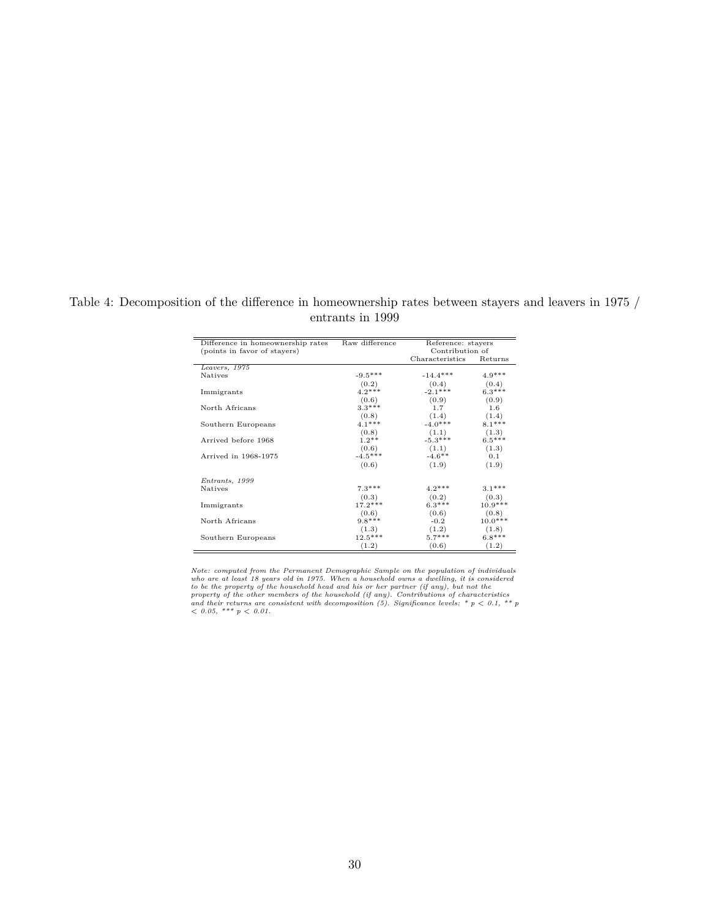Table 4: Decomposition of the difference in homeownership rates between stayers and leavers in 1975 / entrants in 1999

| Difference in homeownership rates (points in favor of stayers) | Raw difference | Reference: stayers Contribution of | |
|---|---|---|---|
| | | Characteristics | Returns |
| *Leavers, 1975* | | | |
| Natives | -9.5*** | -14.4*** | 4.9*** |
| | (0.2) | (0.4) | (0.4) |
| Immigrants | 4.2*** | -2.1*** | 6.3*** |
| | (0.6) | (0.9) | (0.9) |
| North Africans | 3.3*** | 1.7 | 1.6 |
| | (0.8) | (1.4) | (1.4) |
| Southern Europeans | 4.1*** | -4.0*** | 8.1*** |
| | (0.8) | (1.1) | (1.3) |
| Arrived before 1968 | 1.2** | -5.3*** | 6.5*** |
| | (0.6) | (1.1) | (1.3) |
| Arrived in 1968-1975 | -4.5*** | -4.6** | 0.1 |
| | (0.6) | (1.9) | (1.9) |
| *Entrants, 1999* | | | |
| Natives | 7.3*** | 4.2*** | 3.1*** |
| | (0.3) | (0.2) | (0.3) |
| Immigrants | 17.2*** | 6.3*** | 10.9*** |
| | (0.6) | (0.6) | (0.8) |
| North Africans | 9.8*** | -0.2 | 10.0*** |
| | (1.3) | (1.2) | (1.8) |
| Southern Europeans | 12.5*** | 5.7*** | 6.8*** |
| | (1.2) | (0.6) | (1.2) |

*Note: computed from the Permanent Demographic Sample on the population of individuals who are at least 18 years old in 1975. When a household owns a dwelling, it is considered to be the property of the household head and his or her partner (if any), but not the property of the other members of the household (if any). Contributions of characteristics and their returns are consistent with decomposition (5). Significance levels: * $p < 0.1$, ** $p < 0.05$, *** $p < 0.01$.*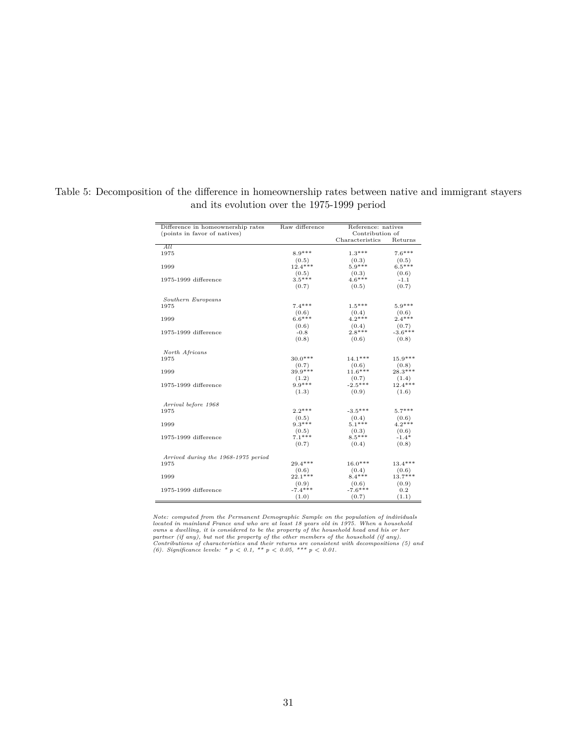Table 5: Decomposition of the difference in homeownership rates between native and immigrant stayers and its evolution over the 1975-1999 period

| Difference in homeownership rates (points in favor of natives) | Raw difference | Reference: natives Contribution of | |
|---|---|---|---|
| | | Characteristics | Returns |
| *All* | | | |
| 1975 | 8.9*** | 1.3*** | 7.6*** |
| | (0.5) | (0.3) | (0.5) |
| 1999 | 12.4*** | 5.9*** | 6.5*** |
| | (0.5) | (0.3) | (0.6) |
| 1975-1999 difference | 3.5*** | 4.6*** | -1.1 |
| | (0.7) | (0.5) | (0.7) |
| *Southern Europeans* | | | |
| 1975 | 7.4*** | 1.5*** | 5.9*** |
| | (0.6) | (0.4) | (0.6) |
| 1999 | 6.6*** | 4.2*** | 2.4*** |
| | (0.6) | (0.4) | (0.7) |
| 1975-1999 difference | -0.8 | 2.8*** | -3.6*** |
| | (0.8) | (0.6) | (0.8) |
| *North Africans* | | | |
| 1975 | 30.0*** | 14.1*** | 15.9*** |
| | (0.7) | (0.6) | (0.8) |
| 1999 | 39.9*** | 11.6*** | 28.3*** |
| | (1.2) | (0.7) | (1.4) |
| 1975-1999 difference | 9.9*** | -2.5*** | 12.4*** |
| | (1.3) | (0.9) | (1.6) |
| *Arrival before 1968* | | | |
| 1975 | 2.2*** | -3.5*** | 5.7*** |
| | (0.5) | (0.4) | (0.6) |
| 1999 | 9.3*** | 5.1*** | 4.2*** |
| | (0.5) | (0.3) | (0.6) |
| 1975-1999 difference | 7.1*** | 8.5*** | -1.4* |
| | (0.7) | (0.4) | (0.8) |
| *Arrived during the 1968-1975 period* | | | |
| 1975 | 29.4*** | 16.0*** | 13.4*** |
| | (0.6) | (0.4) | (0.6) |
| 1999 | 22.1*** | 8.4*** | 13.7*** |
| | (0.9) | (0.6) | (0.9) |
| 1975-1999 difference | -7.4*** | -7.6*** | 0.2 |
| | (1.0) | (0.7) | (1.1) |

*Note: computed from the Permanent Demographic Sample on the population of individuals located in mainland France and who are at least 18 years old in 1975. When a household owns a dwelling, it is considered to be the property of the household head and his or her partner (if any), but not the property of the other members of the household (if any). Contributions of characteristics and their returns are consistent with decompositions (5) and (6). Significance levels: * $p < 0.1$, ** $p < 0.05$, *** $p < 0.01$.*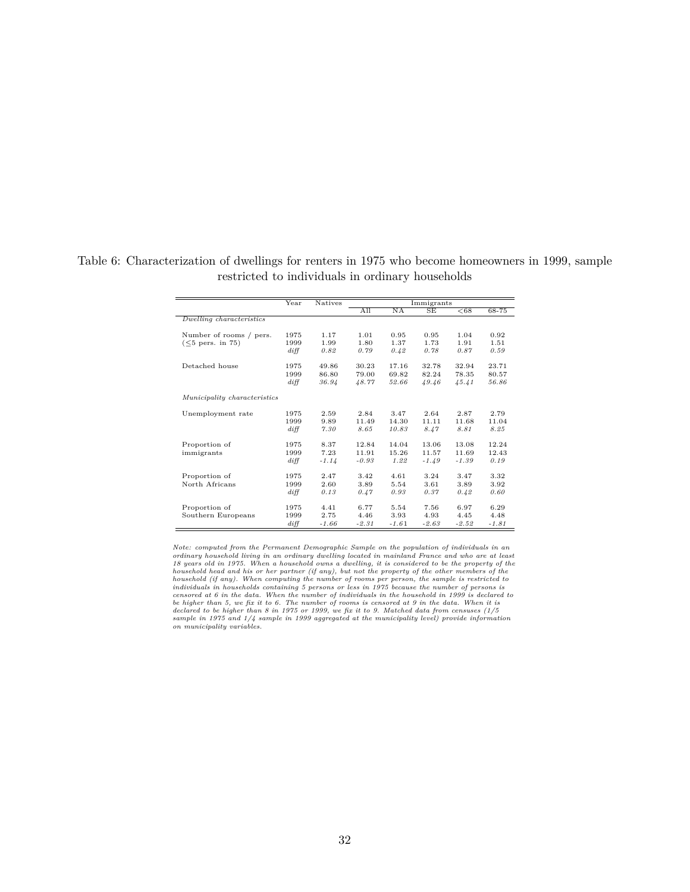Table 6: Characterization of dwellings for renters in 1975 who become homeowners in 1999, sample restricted to individuals in ordinary households

| | Year | Natives | Immigrants | | | | |
|---|---|---|---|---|---|---|---|
| | | | All | NA | SE | <68 | 68-75 |
| *Dwelling characteristics* | | | | | | | |
| Number of rooms / pers. | 1975 | 1.17 | 1.01 | 0.95 | 0.95 | 1.04 | 0.92 |
| (≤5 pers. in 75) | 1999 | 1.99 | 1.80 | 1.37 | 1.73 | 1.91 | 1.51 |
| | *diff* | *0.82* | *0.79* | *0.42* | *0.78* | *0.87* | *0.59* |
| Detached house | 1975 | 49.86 | 30.23 | 17.16 | 32.78 | 32.94 | 23.71 |
| | 1999 | 86.80 | 79.00 | 69.82 | 82.24 | 78.35 | 80.57 |
| | *diff* | *36.94* | *48.77* | *52.66* | *49.46* | *45.41* | *56.86* |
| *Municipality characteristics* | | | | | | | |
| Unemployment rate | 1975 | 2.59 | 2.84 | 3.47 | 2.64 | 2.87 | 2.79 |
| | 1999 | 9.89 | 11.49 | 14.30 | 11.11 | 11.68 | 11.04 |
| | *diff* | *7.30* | *8.65* | *10.83* | *8.47* | *8.81* | *8.25* |
| Proportion of immigrants | 1975 | 8.37 | 12.84 | 14.04 | 13.06 | 13.08 | 12.24 |
| | 1999 | 7.23 | 11.91 | 15.26 | 11.57 | 11.69 | 12.43 |
| | *diff* | *-1.14* | *-0.93* | *1.22* | *-1.49* | *-1.39* | *0.19* |
| Proportion of North Africans | 1975 | 2.47 | 3.42 | 4.61 | 3.24 | 3.47 | 3.32 |
| | 1999 | 2.60 | 3.89 | 5.54 | 3.61 | 3.89 | 3.92 |
| | *diff* | *0.13* | *0.47* | *0.93* | *0.37* | *0.42* | *0.60* |
| Proportion of Southern Europeans | 1975 | 4.41 | 6.77 | 5.54 | 7.56 | 6.97 | 6.29 |
| | 1999 | 2.75 | 4.46 | 3.93 | 4.93 | 4.45 | 4.48 |
| | *diff* | *-1.66* | *-2.31* | *-1.61* | *-2.63* | *-2.52* | *-1.81* |

*Note: computed from the Permanent Demographic Sample on the population of individuals in an ordinary household living in an ordinary dwelling located in mainland France and who are at least 18 years old in 1975. When a household owns a dwelling, it is considered to be the property of the household head and his or her partner (if any), but not the property of the other members of the household (if any). When computing the number of rooms per person, the sample is restricted to individuals in households containing 5 persons or less in 1975 because the number of persons is censored at 6 in the data. When the number of individuals in the household in 1999 is declared to be higher than 5, we fix it to 6. The number of rooms is censored at 9 in the data. When it is declared to be higher than 8 in 1975 or 1999, we fix it to 9. Matched data from censuses (1/5 sample in 1975 and 1/4 sample in 1999 aggregated at the municipality level) provide information on municipality variables.*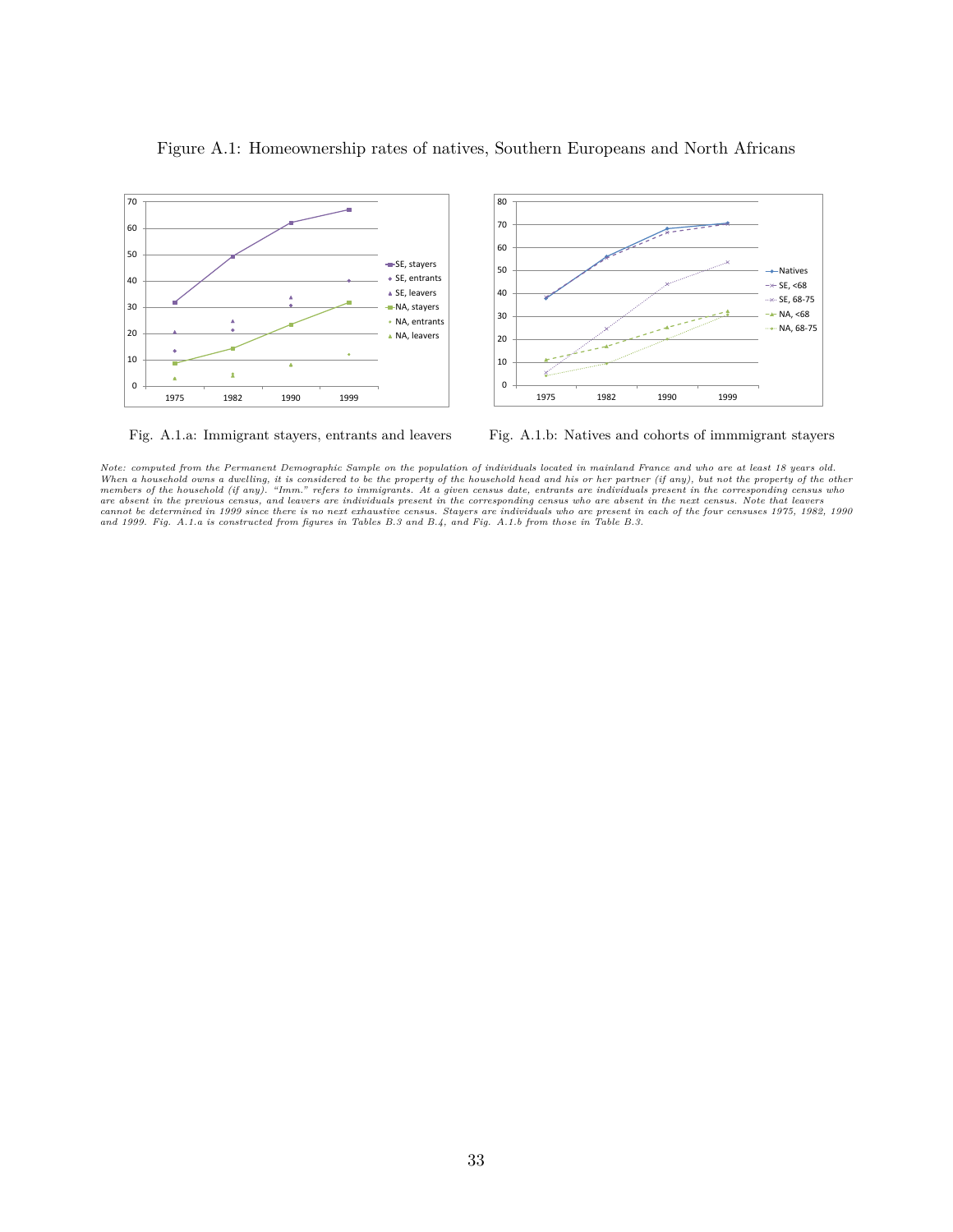Figure A.1: Homeownership rates of natives, Southern Europeans and North Africans

Fig. A.1.a: Immigrant stayers, entrants and leavers

Fig. A.1.b: Natives and cohorts of immmigrant stayers

*Note: computed from the Permanent Demographic Sample on the population of individuals located in mainland France and who are at least 18 years old. When a household owns a dwelling, it is considered to be the property of the household head and his or her partner (if any), but not the property of the other members of the household (if any). "Imm." refers to immigrants. At a given census date, entrants are individuals present in the corresponding census who are absent in the previous census, and leavers are individuals present in the corresponding census who are absent in the next census. Note that leavers cannot be determined in 1999 since there is no next exhaustive census. Stayers are individuals who are present in each of the four censuses 1975, 1982, 1990 and 1999. Fig. A.1.a is constructed from figures in Tables B.3 and B.4, and Fig. A.1.b from those in Table B.3.*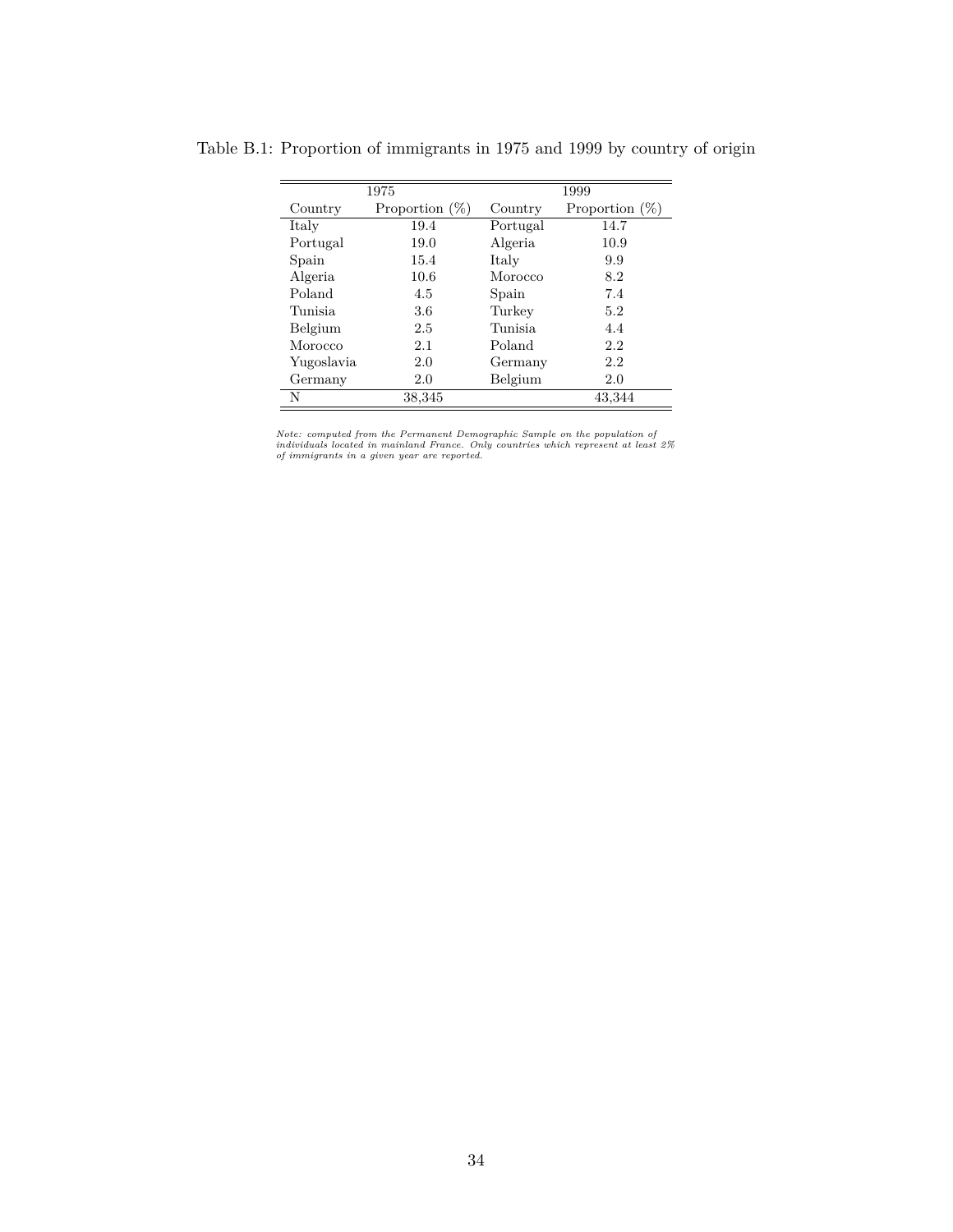Table B.1: Proportion of immigrants in 1975 and 1999 by country of origin

| 1975 | | 1999 | |
|---|---|---|---|
| Country | Proportion (%) | Country | Proportion (%) |
| Italy | 19.4 | Portugal | 14.7 |
| Portugal | 19.0 | Algeria | 10.9 |
| Spain | 15.4 | Italy | 9.9 |
| Algeria | 10.6 | Morocco | 8.2 |
| Poland | 4.5 | Spain | 7.4 |
| Tunisia | 3.6 | Turkey | 5.2 |
| Belgium | 2.5 | Tunisia | 4.4 |
| Morocco | 2.1 | Poland | 2.2 |
| Yugoslavia | 2.0 | Germany | 2.2 |
| Germany | 2.0 | Belgium | 2.0 |
| N | 38,345 | | 43,344 |

*Note: computed from the Permanent Demographic Sample on the population of individuals located in mainland France. Only countries which represent at least 2% of immigrants in a given year are reported.*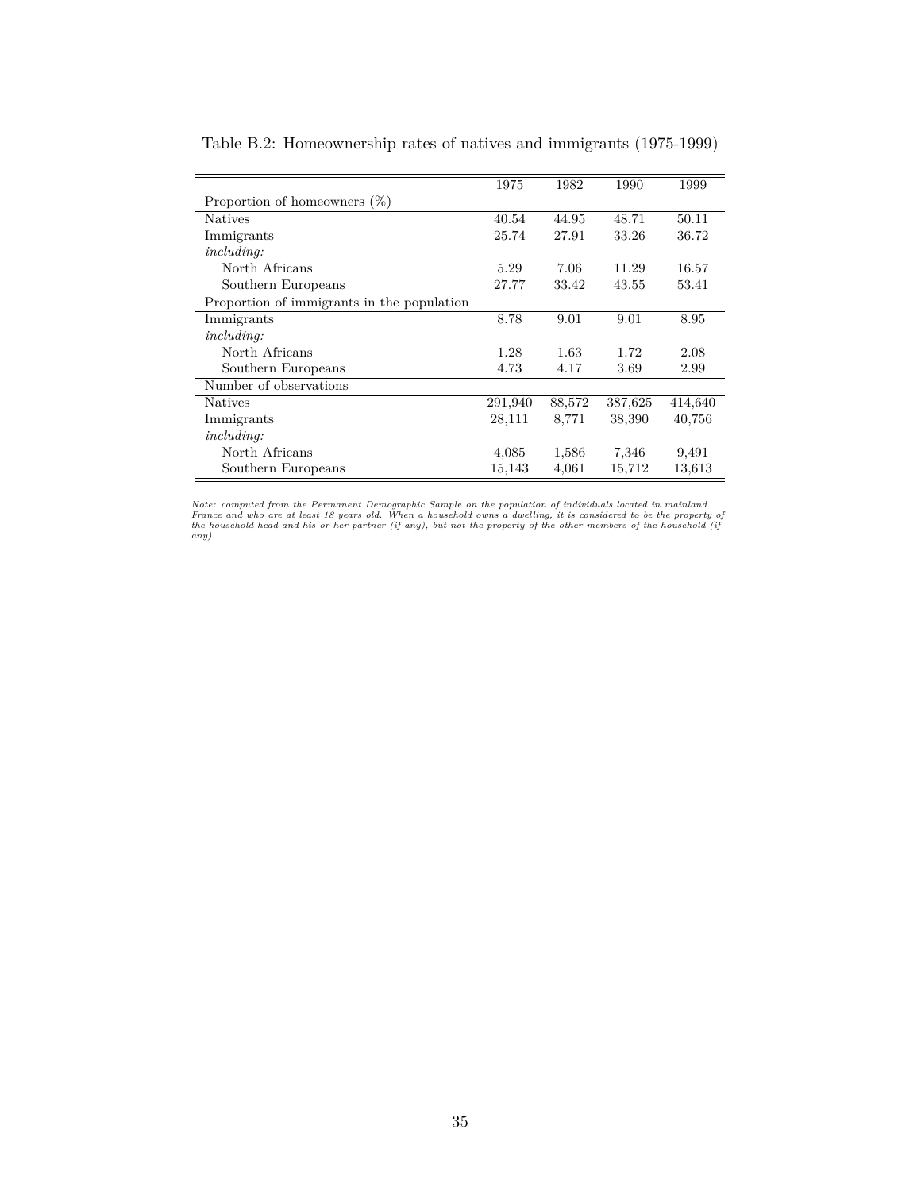Table B.2: Homeownership rates of natives and immigrants (1975-1999)

| | 1975 | 1982 | 1990 | 1999 |
|---|---|---|---|---|
| Proportion of homeowners (%) | | | | |
| Natives | 40.54 | 44.95 | 48.71 | 50.11 |
| Immigrants | 25.74 | 27.91 | 33.26 | 36.72 |
| *including:* | | | | |
| North Africans | 5.29 | 7.06 | 11.29 | 16.57 |
| Southern Europeans | 27.77 | 33.42 | 43.55 | 53.41 |
| Proportion of immigrants in the population | | | | |
| Immigrants | 8.78 | 9.01 | 9.01 | 8.95 |
| *including:* | | | | |
| North Africans | 1.28 | 1.63 | 1.72 | 2.08 |
| Southern Europeans | 4.73 | 4.17 | 3.69 | 2.99 |
| Number of observations | | | | |
| Natives | 291,940 | 88,572 | 387,625 | 414,640 |
| Immigrants | 28,111 | 8,771 | 38,390 | 40,756 |
| *including:* | | | | |
| North Africans | 4,085 | 1,586 | 7,346 | 9,491 |
| Southern Europeans | 15,143 | 4,061 | 15,712 | 13,613 |

*Note: computed from the Permanent Demographic Sample on the population of individuals located in mainland France and who are at least 18 years old. When a household owns a dwelling, it is considered to be the property of the household head and his or her partner (if any), but not the property of the other members of the household (if any).*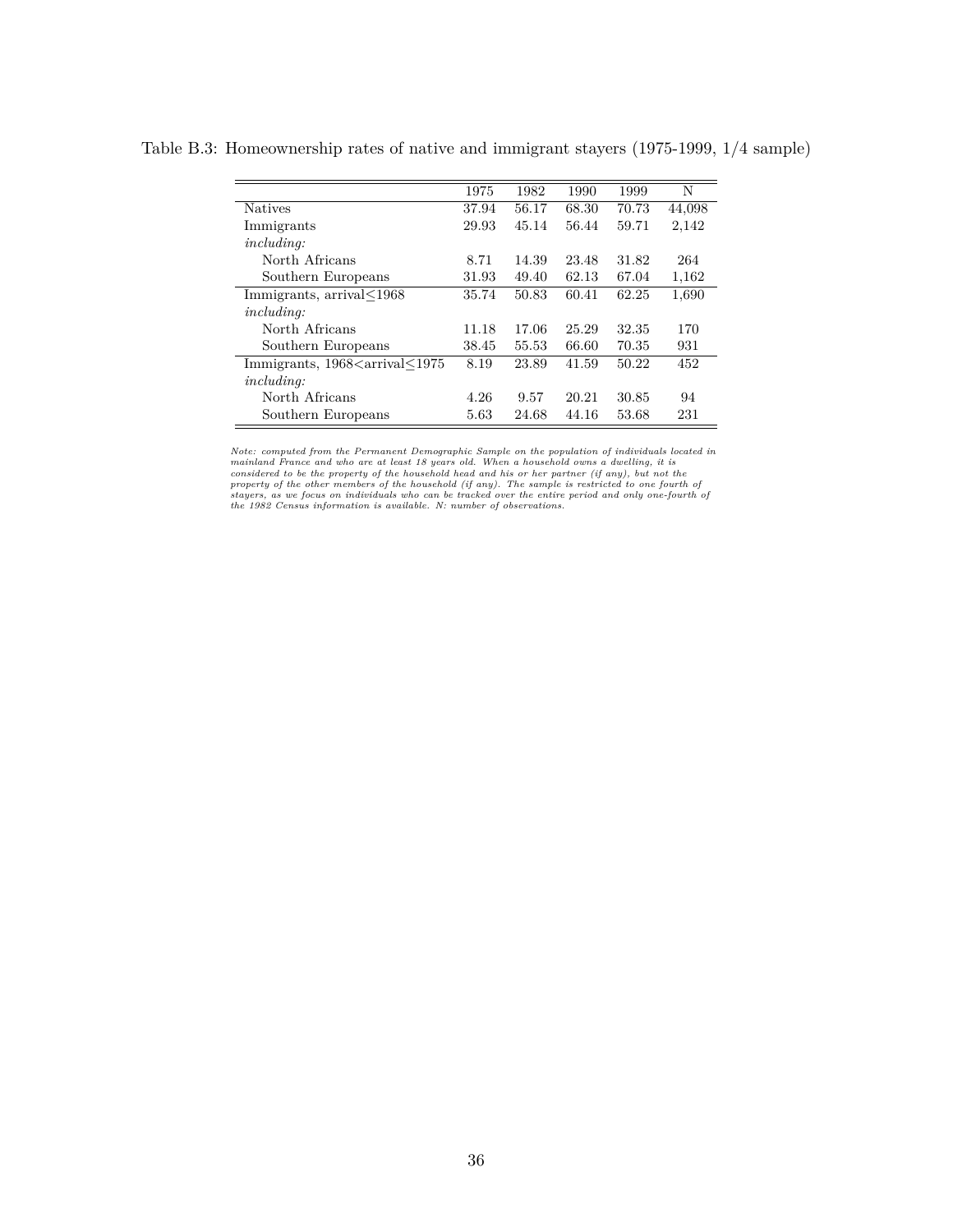Table B.3: Homeownership rates of native and immigrant stayers (1975-1999, 1/4 sample)

| | 1975 | 1982 | 1990 | 1999 | N |
|---|---|---|---|---|---|
| Natives | 37.94 | 56.17 | 68.30 | 70.73 | 44,098 |
| Immigrants | 29.93 | 45.14 | 56.44 | 59.71 | 2,142 |
| *including:* | | | | | |
| North Africans | 8.71 | 14.39 | 23.48 | 31.82 | 264 |
| Southern Europeans | 31.93 | 49.40 | 62.13 | 67.04 | 1,162 |
| Immigrants, arrival$\leq$1968 | 35.74 | 50.83 | 60.41 | 62.25 | 1,690 |
| *including:* | | | | | |
| North Africans | 11.18 | 17.06 | 25.29 | 32.35 | 170 |
| Southern Europeans | 38.45 | 55.53 | 66.60 | 70.35 | 931 |
| Immigrants, 1968<arrival$\leq$1975 | 8.19 | 23.89 | 41.59 | 50.22 | 452 |
| *including:* | | | | | |
| North Africans | 4.26 | 9.57 | 20.21 | 30.85 | 94 |
| Southern Europeans | 5.63 | 24.68 | 44.16 | 53.68 | 231 |

*Note: computed from the Permanent Demographic Sample on the population of individuals located in mainland France and who are at least 18 years old. When a household owns a dwelling, it is considered to be the property of the household head and his or her partner (if any), but not the property of the other members of the household (if any). The sample is restricted to one fourth of stayers, as we focus on individuals who can be tracked over the entire period and only one-fourth of the 1982 Census information is available. N: number of observations.*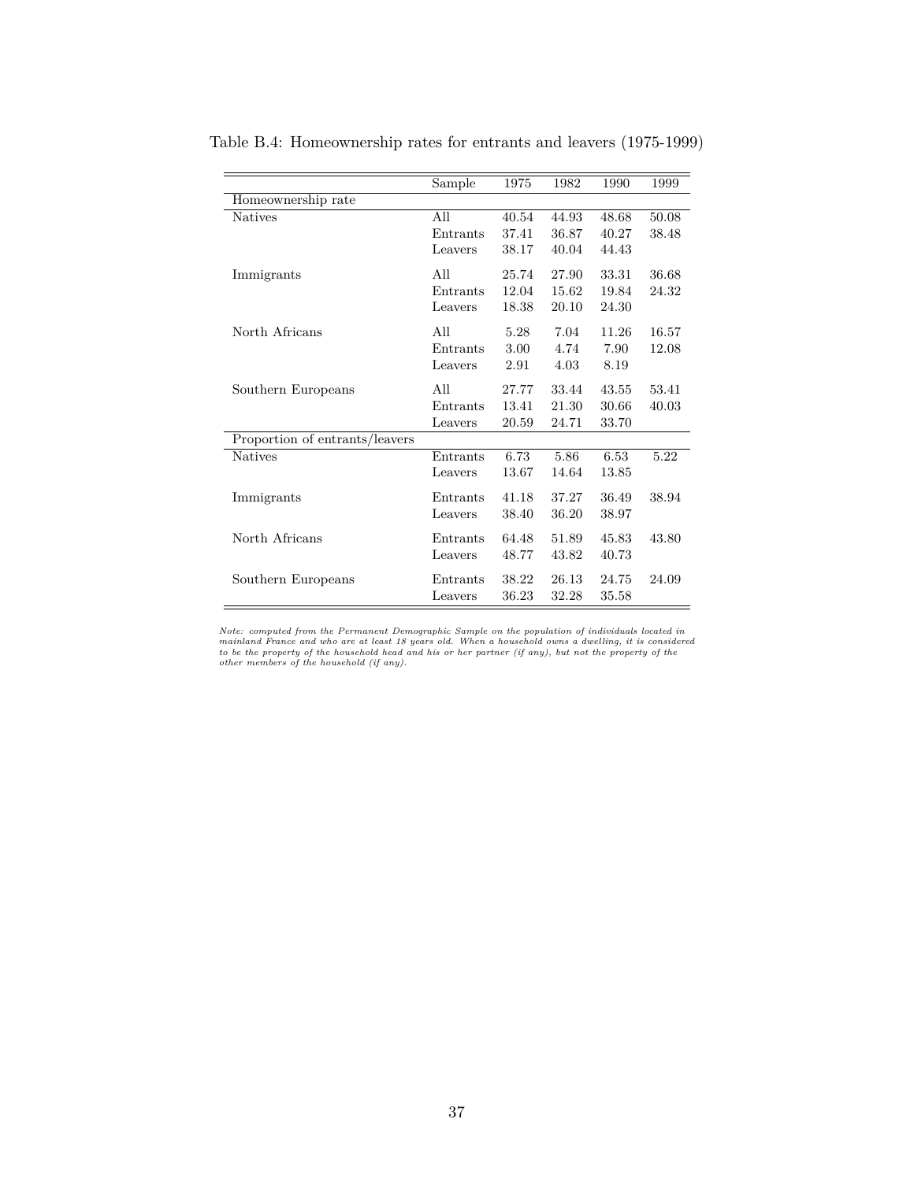Table B.4: Homeownership rates for entrants and leavers (1975-1999)

| | Sample | 1975 | 1982 | 1990 | 1999 |
|---|---|---|---|---|---|
| Homeownership rate | | | | | |
| Natives | All | 40.54 | 44.93 | 48.68 | 50.08 |
| | Entrants | 37.41 | 36.87 | 40.27 | 38.48 |
| | Leavers | 38.17 | 40.04 | 44.43 | |
| Immigrants | All | 25.74 | 27.90 | 33.31 | 36.68 |
| | Entrants | 12.04 | 15.62 | 19.84 | 24.32 |
| | Leavers | 18.38 | 20.10 | 24.30 | |
| North Africans | All | 5.28 | 7.04 | 11.26 | 16.57 |
| | Entrants | 3.00 | 4.74 | 7.90 | 12.08 |
| | Leavers | 2.91 | 4.03 | 8.19 | |
| Southern Europeans | All | 27.77 | 33.44 | 43.55 | 53.41 |
| | Entrants | 13.41 | 21.30 | 30.66 | 40.03 |
| | Leavers | 20.59 | 24.71 | 33.70 | |
| Proportion of entrants/leavers | | | | | |
| Natives | Entrants | 6.73 | 5.86 | 6.53 | 5.22 |
| | Leavers | 13.67 | 14.64 | 13.85 | |
| Immigrants | Entrants | 41.18 | 37.27 | 36.49 | 38.94 |
| | Leavers | 38.40 | 36.20 | 38.97 | |
| North Africans | Entrants | 64.48 | 51.89 | 45.83 | 43.80 |
| | Leavers | 48.77 | 43.82 | 40.73 | |
| Southern Europeans | Entrants | 38.22 | 26.13 | 24.75 | 24.09 |
| | Leavers | 36.23 | 32.28 | 35.58 | |

*Note: computed from the Permanent Demographic Sample on the population of individuals located in mainland France and who are at least 18 years old. When a household owns a dwelling, it is considered to be the property of the household head and his or her partner (if any), but not the property of the other members of the household (if any).*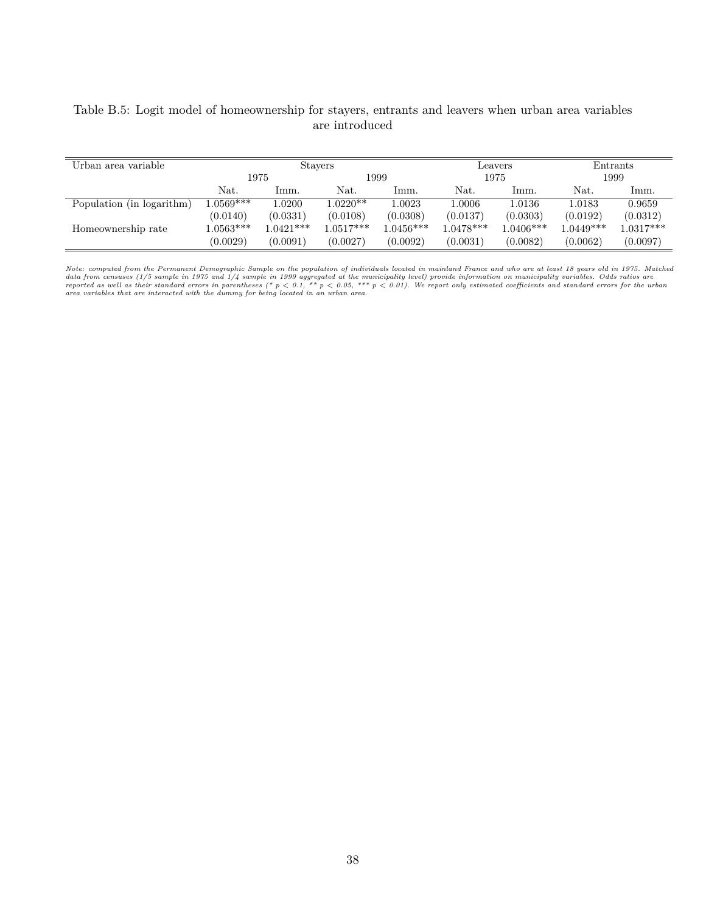Table B.5: Logit model of homeownership for stayers, entrants and leavers when urban area variables are introduced

| Urban area variable | Stayers | | | | Leavers | | Entrants | |
|---|---|---|---|---|---|---|---|---|
| | 1975 | | 1999 | | 1975 | | 1999 | |
| | Nat. | Imm. | Nat. | Imm. | Nat. | Imm. | Nat. | Imm. |
| Population (in logarithm) | 1.0569*** | 1.0200 | 1.0220** | 1.0023 | 1.0006 | 1.0136 | 1.0183 | 0.9659 |
| | (0.0140) | (0.0331) | (0.0108) | (0.0308) | (0.0137) | (0.0303) | (0.0192) | (0.0312) |
| Homeownership rate | 1.0563*** | 1.0421*** | 1.0517*** | 1.0456*** | 1.0478*** | 1.0406*** | 1.0449*** | 1.0317*** |
| | (0.0029) | (0.0091) | (0.0027) | (0.0092) | (0.0031) | (0.0082) | (0.0062) | (0.0097) |

*Note: computed from the Permanent Demographic Sample on the population of individuals located in mainland France and who are at least 18 years old in 1975. Matched data from censuses (1/5 sample in 1975 and 1/4 sample in 1999 aggregated at the municipality level) provide information on municipality variables. Odds ratios are reported as well as their standard errors in parentheses (* $p < 0.1$, ** $p < 0.05$, *** $p < 0.01$). We report only estimated coefficients and standard errors for the urban area variables that are interacted with the dummy for being located in an urban area.*